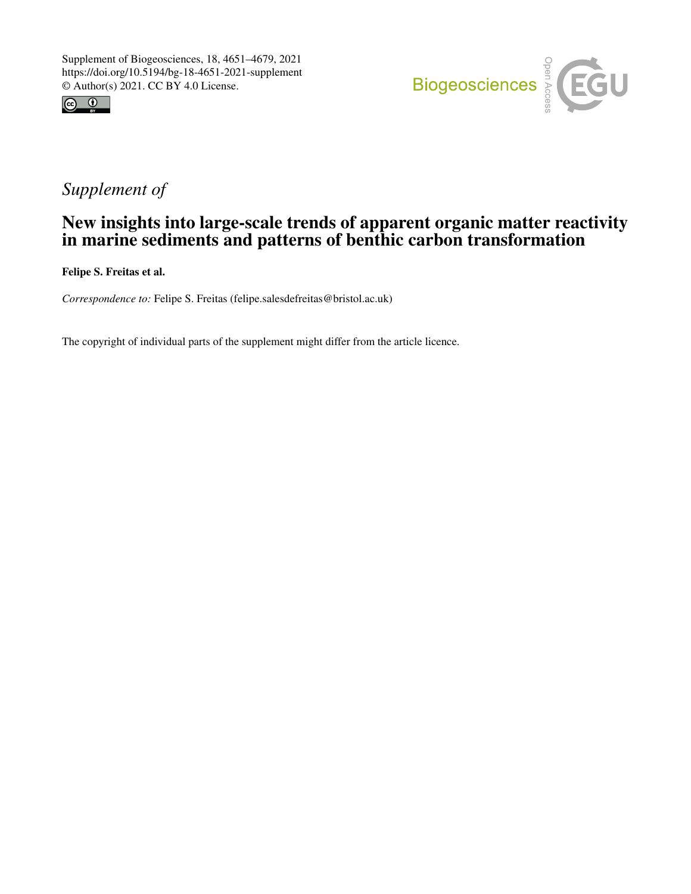Supplement of Biogeosciences, 18, 4651–4679, 2021
https://doi.org/10.5194/bg-18-4651-2021-supplement
© Author(s) 2021. CC BY 4.0 License.

*Supplement of*

# New insights into large-scale trends of apparent organic matter reactivity in marine sediments and patterns of benthic carbon transformation

**Felipe S. Freitas et al.**

*Correspondence to:* Felipe S. Freitas (felipe.salesdefreitas@bristol.ac.uk)

The copyright of individual parts of the supplement might differ from the article licence.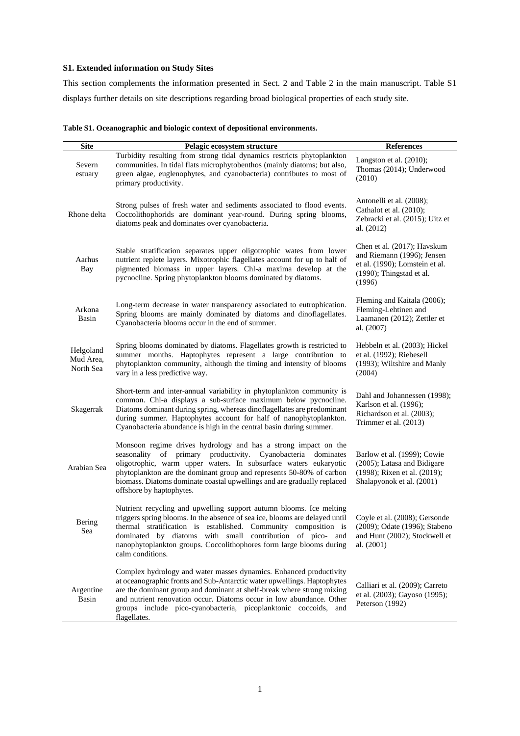### S1. Extended information on Study Sites

This section complements the information presented in Sect. 2 and Table 2 in the main manuscript. Table S1 displays further details on site descriptions regarding broad biological properties of each study site.

**Table S1. Oceanographic and biologic context of depositional environments.**

| Site | Pelagic ecosystem structure | References |
|---|---|---|
| Severn estuary | Turbidity resulting from strong tidal dynamics restricts phytoplankton communities. In tidal flats microphytobenthos (mainly diatoms; but also, green algae, euglenophytes, and cyanobacteria) contributes to most of primary productivity. | Langston et al. (2010); Thomas (2014); Underwood (2010) |
| Rhone delta | Strong pulses of fresh water and sediments associated to flood events. Coccolithophorids are dominant year-round. During spring blooms, diatoms peak and dominates over cyanobacteria. | Antonelli et al. (2008); Cathalot et al. (2010); Zebracki et al. (2015); Uitz et al. (2012) |
| Aarhus Bay | Stable stratification separates upper oligotrophic wates from lower nutrient replete layers. Mixotrophic flagellates account for up to half of pigmented biomass in upper layers. Chl-a maxima develop at the pycnocline. Spring phytoplankton blooms dominated by diatoms. | Chen et al. (2017); Havskum and Riemann (1996); Jensen et al. (1990); Lomstein et al. (1990); Thingstad et al. (1996) |
| Arkona Basin | Long-term decrease in water transparency associated to eutrophication. Spring blooms are mainly dominated by diatoms and dinoflagellates. Cyanobacteria blooms occur in the end of summer. | Fleming and Kaitala (2006); Fleming-Lehtinen and Laamanen (2012); Zettler et al. (2007) |
| Helgoland Mud Area, North Sea | Spring blooms dominated by diatoms. Flagellates growth is restricted to summer months. Haptophytes represent a large contribution to phytoplankton community, although the timing and intensity of blooms vary in a less predictive way. | Hebbeln et al. (2003); Hickel et al. (1992); Riebesell (1993); Wiltshire and Manly (2004) |
| Skagerrak | Short-term and inter-annual variability in phytoplankton community is common. Chl-a displays a sub-surface maximum below pycnocline. Diatoms dominant during spring, whereas dinoflagellates are predominant during summer. Haptophytes account for half of nanophytoplankton. Cyanobacteria abundance is high in the central basin during summer. | Dahl and Johannessen (1998); Karlson et al. (1996); Richardson et al. (2003); Trimmer et al. (2013) |
| Arabian Sea | Monsoon regime drives hydrology and has a strong impact on the seasonality of primary productivity. Cyanobacteria dominates oligotrophic, warm upper waters. In subsurface waters eukaryotic phytoplankton are the dominant group and represents 50-80% of carbon biomass. Diatoms dominate coastal upwellings and are gradually replaced offshore by haptophytes. | Barlow et al. (1999); Cowie (2005); Latasa and Bidigare (1998); Rixen et al. (2019); Shalapyonok et al. (2001) |
| Bering Sea | Nutrient recycling and upwelling support autumn blooms. Ice melting triggers spring blooms. In the absence of sea ice, blooms are delayed until thermal stratification is established. Community composition is dominated by diatoms with small contribution of pico- and nanophytoplankton groups. Coccolithophores form large blooms during calm conditions. | Coyle et al. (2008); Gersonde (2009); Odate (1996); Stabeno and Hunt (2002); Stockwell et al. (2001) |
| Argentine Basin | Complex hydrology and water masses dynamics. Enhanced productivity at oceanographic fronts and Sub-Antarctic water upwellings. Haptophytes are the dominant group and dominant at shelf-break where strong mixing and nutrient renovation occur. Diatoms occur in low abundance. Other groups include pico-cyanobacteria, picoplanktonic coccoids, and flagellates. | Calliari et al. (2009); Carreto et al. (2003); Gayoso (1995); Peterson (1992) |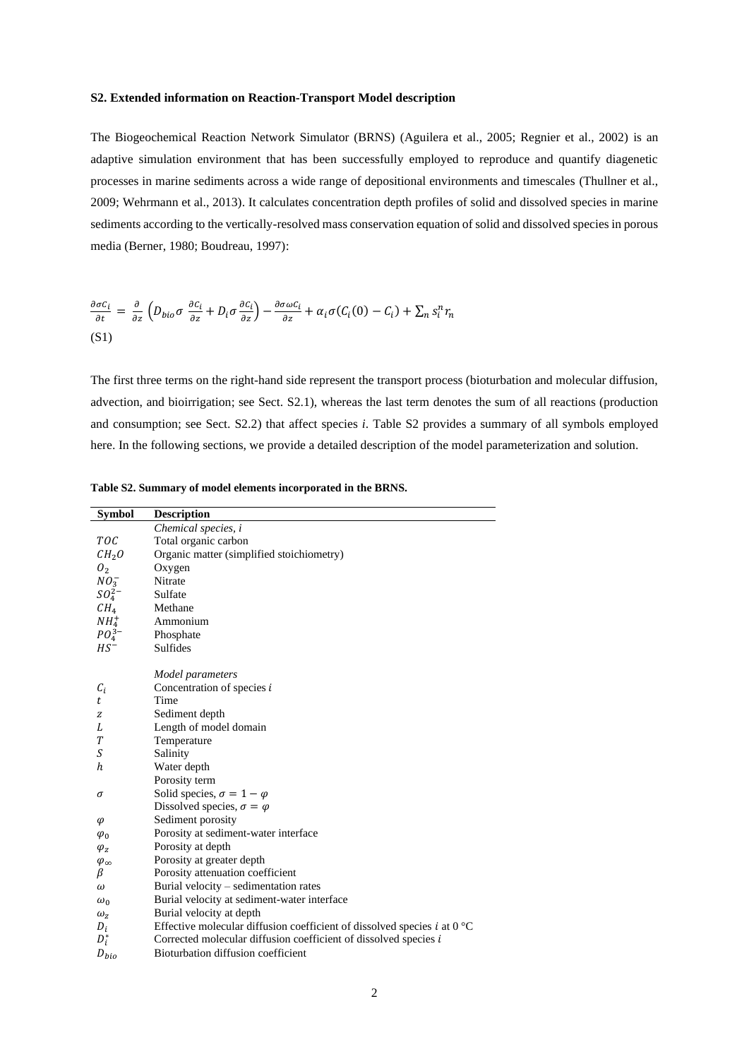**S2. Extended information on Reaction-Transport Model description**

The Biogeochemical Reaction Network Simulator (BRNS) (Aguilera et al., 2005; Regnier et al., 2002) is an adaptive simulation environment that has been successfully employed to reproduce and quantify diagenetic processes in marine sediments across a wide range of depositional environments and timescales (Thullner et al., 2009; Wehrmann et al., 2013). It calculates concentration depth profiles of solid and dissolved species in marine sediments according to the vertically-resolved mass conservation equation of solid and dissolved species in porous media (Berner, 1980; Boudreau, 1997):

$$\frac{\partial \sigma C_i}{\partial t} = \frac{\partial}{\partial z}\left(D_{bio}\sigma\frac{\partial C_i}{\partial z} + D_i\sigma\frac{\partial C_i}{\partial z}\right) - \frac{\partial \sigma \omega C_i}{\partial z} + \alpha_i\sigma(C_i(0) - C_i) + \sum_n s_i^n r_n$$

(S1)

The first three terms on the right-hand side represent the transport process (bioturbation and molecular diffusion, advection, and bioirrigation; see Sect. S2.1), whereas the last term denotes the sum of all reactions (production and consumption; see Sect. S2.2) that affect species *i*. Table S2 provides a summary of all symbols employed here. In the following sections, we provide a detailed description of the model parameterization and solution.

**Table S2. Summary of model elements incorporated in the BRNS.**

| Symbol | Description |
|---|---|
| | *Chemical species, i* |
| $TOC$ | Total organic carbon |
| $CH_2O$ | Organic matter (simplified stoichiometry) |
| $O_2$ | Oxygen |
| $NO_3^-$ | Nitrate |
| $SO_4^{2-}$ | Sulfate |
| $CH_4$ | Methane |
| $NH_4^+$ | Ammonium |
| $PO_4^{3-}$ | Phosphate |
| $HS^-$ | Sulfides |
| | |
| | *Model parameters* |
| $C_i$ | Concentration of species *i* |
| $t$ | Time |
| $z$ | Sediment depth |
| $L$ | Length of model domain |
| $T$ | Temperature |
| $S$ | Salinity |
| $h$ | Water depth |
| | Porosity term |
| $\sigma$ | Solid species, $\sigma = 1 - \varphi$ |
| | Dissolved species, $\sigma = \varphi$ |
| $\varphi$ | Sediment porosity |
| $\varphi_0$ | Porosity at sediment-water interface |
| $\varphi_z$ | Porosity at depth |
| $\varphi_\infty$ | Porosity at greater depth |
| $\beta$ | Porosity attenuation coefficient |
| $\omega$ | Burial velocity – sedimentation rates |
| $\omega_0$ | Burial velocity at sediment-water interface |
| $\omega_z$ | Burial velocity at depth |
| $D_i$ | Effective molecular diffusion coefficient of dissolved species *i* at 0 °C |
| $D_i^*$ | Corrected molecular diffusion coefficient of dissolved species *i* |
| $D_{bio}$ | Bioturbation diffusion coefficient |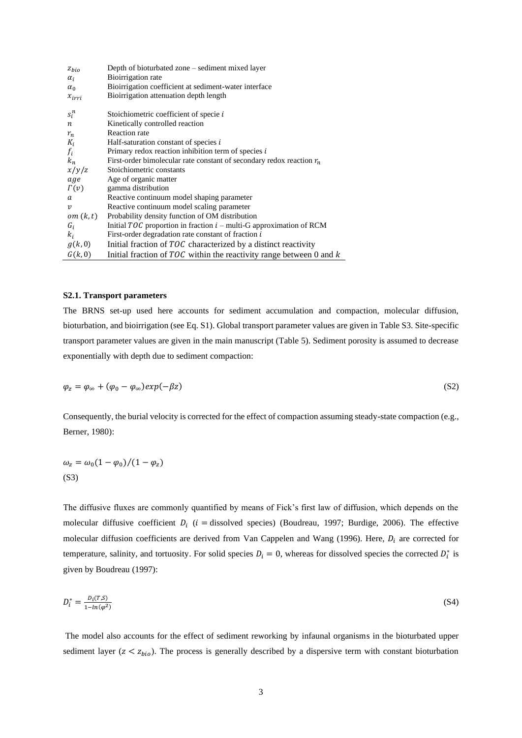| | |
|---|---|
| $z_{bio}$ | Depth of bioturbated zone – sediment mixed layer |
| $\alpha_i$ | Bioirrigation rate |
| $\alpha_0$ | Bioirrigation coefficient at sediment-water interface |
| $x_{irri}$ | Bioirrigation attenuation depth length |
| $s_i^n$ | Stoichiometric coefficient of specie $i$ |
| $n$ | Kinetically controlled reaction |
| $r_n$ | Reaction rate |
| $K_i$ | Half-saturation constant of species $i$ |
| $f_i$ | Primary redox reaction inhibition term of species $i$ |
| $k_n$ | First-order bimolecular rate constant of secondary redox reaction $r_n$ |
| $x/y/z$ | Stoichiometric constants |
| $age$ | Age of organic matter |
| $\Gamma(v)$ | gamma distribution |
| $a$ | Reactive continuum model shaping parameter |
| $v$ | Reactive continuum model scaling parameter |
| $om\ (k,t)$ | Probability density function of OM distribution |
| $G_i$ | Initial $TOC$ proportion in fraction $i$ – multi-G approximation of RCM |
| $k_i$ | First-order degradation rate constant of fraction $i$ |
| $g(k,0)$ | Initial fraction of $TOC$ characterized by a distinct reactivity |
| $G(k,0)$ | Initial fraction of $TOC$ within the reactivity range between 0 and $k$ |

### S2.1. Transport parameters

The BRNS set-up used here accounts for sediment accumulation and compaction, molecular diffusion, bioturbation, and bioirrigation (see Eq. S1). Global transport parameter values are given in Table S3. Site-specific transport parameter values are given in the main manuscript (Table 5). Sediment porosity is assumed to decrease exponentially with depth due to sediment compaction:

$$\varphi_z = \varphi_\infty + (\varphi_0 - \varphi_\infty)exp(-\beta z) \tag{S2}$$

Consequently, the burial velocity is corrected for the effect of compaction assuming steady-state compaction (e.g., Berner, 1980):

$$\omega_z = \omega_0(1 - \varphi_0)/(1 - \varphi_z) \tag{S3}$$

The diffusive fluxes are commonly quantified by means of Fick's first law of diffusion, which depends on the molecular diffusive coefficient $D_i$ ($i =$ dissolved species) (Boudreau, 1997; Burdige, 2006). The effective molecular diffusion coefficients are derived from Van Cappelen and Wang (1996). Here, $D_i$ are corrected for temperature, salinity, and tortuosity. For solid species $D_i = 0$, whereas for dissolved species the corrected $D_i^*$ is given by Boudreau (1997):

$$D_i^* = \frac{D_i(T,S)}{1 - ln(\varphi^2)} \tag{S4}$$

The model also accounts for the effect of sediment reworking by infaunal organisms in the bioturbated upper sediment layer ($z < z_{bio}$). The process is generally described by a dispersive term with constant bioturbation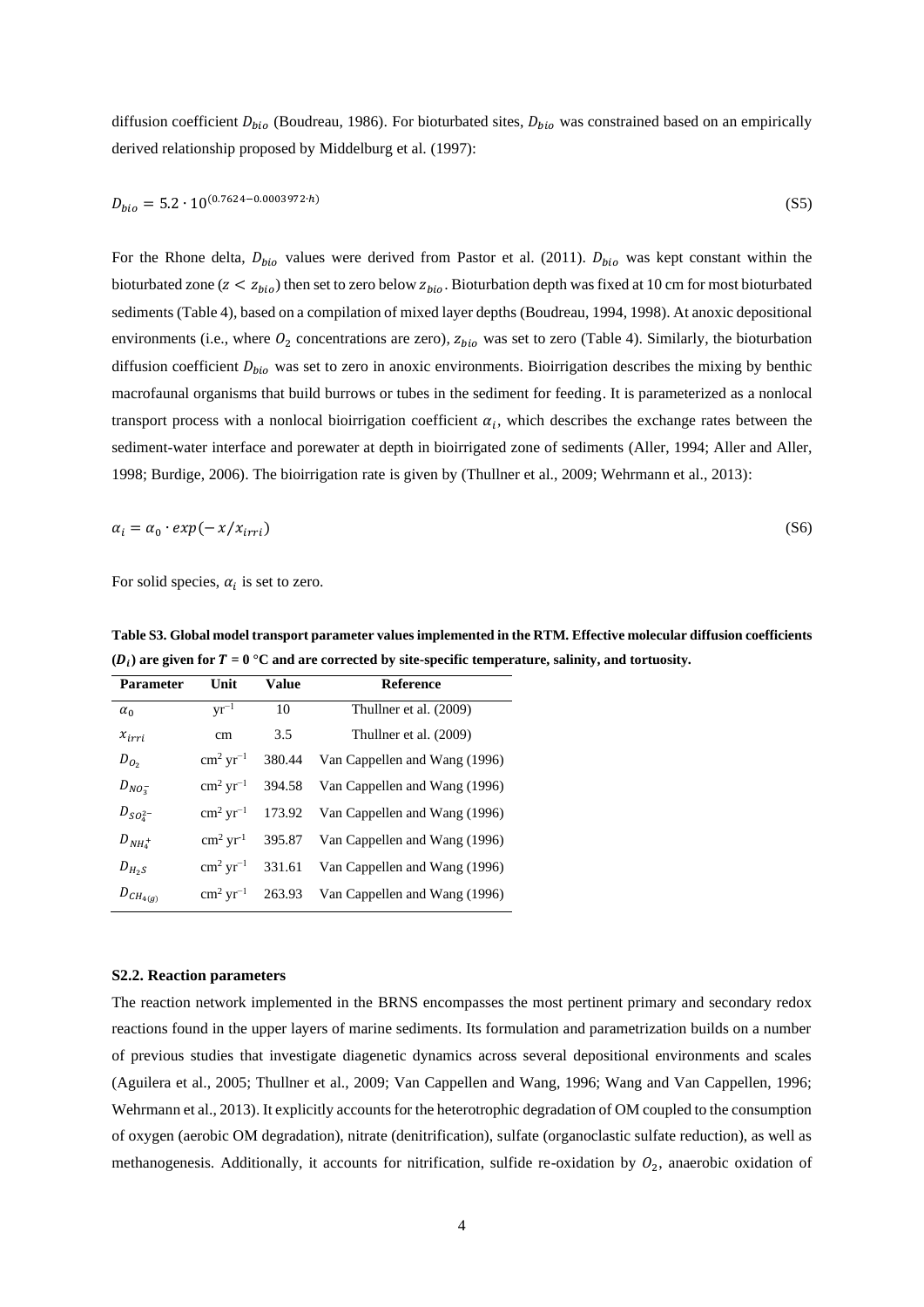diffusion coefficient $D_{bio}$ (Boudreau, 1986). For bioturbated sites, $D_{bio}$ was constrained based on an empirically derived relationship proposed by Middelburg et al. (1997):

$$D_{bio} = 5.2 \cdot 10^{(0.7624-0.0003972 \cdot h)} \tag{S5}$$

For the Rhone delta, $D_{bio}$ values were derived from Pastor et al. (2011). $D_{bio}$ was kept constant within the bioturbated zone ($z < z_{bio}$) then set to zero below $z_{bio}$. Bioturbation depth was fixed at 10 cm for most bioturbated sediments (Table 4), based on a compilation of mixed layer depths (Boudreau, 1994, 1998). At anoxic depositional environments (i.e., where $O_2$ concentrations are zero), $z_{bio}$ was set to zero (Table 4). Similarly, the bioturbation diffusion coefficient $D_{bio}$ was set to zero in anoxic environments. Bioirrigation describes the mixing by benthic macrofaunal organisms that build burrows or tubes in the sediment for feeding. It is parameterized as a nonlocal transport process with a nonlocal bioirrigation coefficient $\alpha_i$, which describes the exchange rates between the sediment-water interface and porewater at depth in bioirrigated zone of sediments (Aller, 1994; Aller and Aller, 1998; Burdige, 2006). The bioirrigation rate is given by (Thullner et al., 2009; Wehrmann et al., 2013):

$$\alpha_i = \alpha_0 \cdot exp(-x/x_{irri}) \tag{S6}$$

For solid species, $\alpha_i$ is set to zero.

**Table S3. Global model transport parameter values implemented in the RTM. Effective molecular diffusion coefficients ($D_i$) are given for $T = 0$ °C and are corrected by site-specific temperature, salinity, and tortuosity.**

| Parameter | Unit | Value | Reference |
|---|---|---|---|
| $\alpha_0$ | $yr^{-1}$ | 10 | Thullner et al. (2009) |
| $x_{irri}$ | cm | 3.5 | Thullner et al. (2009) |
| $D_{O_2}$ | $cm^2\ yr^{-1}$ | 380.44 | Van Cappellen and Wang (1996) |
| $D_{NO_3^-}$ | $cm^2\ yr^{-1}$ | 394.58 | Van Cappellen and Wang (1996) |
| $D_{SO_4^{2-}}$ | $cm^2\ yr^{-1}$ | 173.92 | Van Cappellen and Wang (1996) |
| $D_{NH_4^+}$ | $cm^2\ yr^{-1}$ | 395.87 | Van Cappellen and Wang (1996) |
| $D_{H_2S}$ | $cm^2\ yr^{-1}$ | 331.61 | Van Cappellen and Wang (1996) |
| $D_{CH_{4(g)}}$ | $cm^2\ yr^{-1}$ | 263.93 | Van Cappellen and Wang (1996) |

### S2.2. Reaction parameters

The reaction network implemented in the BRNS encompasses the most pertinent primary and secondary redox reactions found in the upper layers of marine sediments. Its formulation and parametrization builds on a number of previous studies that investigate diagenetic dynamics across several depositional environments and scales (Aguilera et al., 2005; Thullner et al., 2009; Van Cappellen and Wang, 1996; Wang and Van Cappellen, 1996; Wehrmann et al., 2013). It explicitly accounts for the heterotrophic degradation of OM coupled to the consumption of oxygen (aerobic OM degradation), nitrate (denitrification), sulfate (organoclastic sulfate reduction), as well as methanogenesis. Additionally, it accounts for nitrification, sulfide re-oxidation by $O_2$, anaerobic oxidation of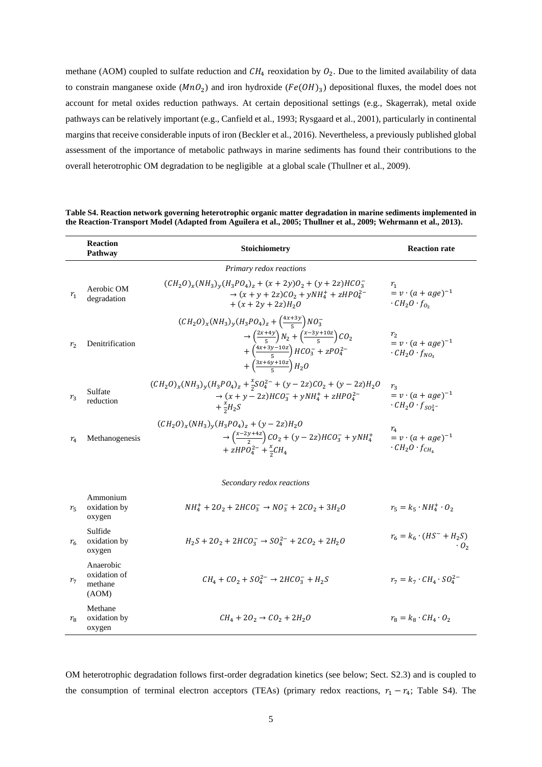methane (AOM) coupled to sulfate reduction and $CH_4$ reoxidation by $O_2$. Due to the limited availability of data to constrain manganese oxide ($MnO_2$) and iron hydroxide ($Fe(OH)_3$) depositional fluxes, the model does not account for metal oxides reduction pathways. At certain depositional settings (e.g., Skagerrak), metal oxide pathways can be relatively important (e.g., Canfield et al., 1993; Rysgaard et al., 2001), particularly in continental margins that receive considerable inputs of iron (Beckler et al., 2016). Nevertheless, a previously published global assessment of the importance of metabolic pathways in marine sediments has found their contributions to the overall heterotrophic OM degradation to be negligible at a global scale (Thullner et al., 2009).

**Table S4. Reaction network governing heterotrophic organic matter degradation in marine sediments implemented in the Reaction-Transport Model (Adapted from Aguilera et al., 2005; Thullner et al., 2009; Wehrmann et al., 2013).**

| | Reaction Pathway | Stoichiometry | Reaction rate |
|---|---|---|---|
| | | *Primary redox reactions* | |
| $r_1$ | Aerobic OM degradation | $(CH_2O)_x(NH_3)_y(H_3PO_4)_z + (x+2y)O_2 + (y+2z)HCO_3^- \rightarrow (x+y+2z)CO_2 + yNH_4^+ + zHPO_4^{2-} + (x+2y+2z)H_2O$ | $r_1 = v \cdot (a+age)^{-1} \cdot CH_2O \cdot f_{O_2}$ |
| $r_2$ | Denitrification | $(CH_2O)_x(NH_3)_y(H_3PO_4)_z + \left(\frac{4x+3y}{5}\right)NO_3^- \rightarrow \left(\frac{2x+4y}{5}\right)N_2 + \left(\frac{x-3y+10z}{5}\right)CO_2 + \left(\frac{4x+3y-10z}{5}\right)HCO_3^- + zPO_4^{2-} + \left(\frac{3x+6y+10z}{5}\right)H_2O$ | $r_2 = v \cdot (a+age)^{-1} \cdot CH_2O \cdot f_{NO_3}$ |
| $r_3$ | Sulfate reduction | $(CH_2O)_x(NH_3)_y(H_3PO_4)_z + \frac{x}{2}SO_4^{2-} + (y-2z)CO_2 + (y-2z)H_2O \rightarrow (x+y-2z)HCO_3^- + yNH_4^+ + zHPO_4^{2-} + \frac{x}{2}H_2S$ | $r_3 = v \cdot (a+age)^{-1} \cdot CH_2O \cdot f_{SO_4^{2-}}$ |
| $r_4$ | Methanogenesis | $(CH_2O)_x(NH_3)_y(H_3PO_4)_z + (y-2z)H_2O \rightarrow \left(\frac{x-2y+4z}{2}\right)CO_2 + (y-2z)HCO_3^- + yNH_4^+ + zHPO_4^{2-} + \frac{x}{2}CH_4$ | $r_4 = v \cdot (a+age)^{-1} \cdot CH_2O \cdot f_{CH_4}$ |
| | | *Secondary redox reactions* | |
| $r_5$ | Ammonium oxidation by oxygen | $NH_4^+ + 2O_2 + 2HCO_3^- \rightarrow NO_3^- + 2CO_2 + 3H_2O$ | $r_5 = k_5 \cdot NH_4^+ \cdot O_2$ |
| $r_6$ | Sulfide oxidation by oxygen | $H_2S + 2O_2 + 2HCO_3^- \rightarrow SO_4^{2-} + 2CO_2 + 2H_2O$ | $r_6 = k_6 \cdot (HS^- + H_2S) \cdot O_2$ |
| $r_7$ | Anaerobic oxidation of methane (AOM) | $CH_4 + CO_2 + SO_4^{2-} \rightarrow 2HCO_3^- + H_2S$ | $r_7 = k_7 \cdot CH_4 \cdot SO_4^{2-}$ |
| $r_8$ | Methane oxidation by oxygen | $CH_4 + 2O_2 \rightarrow CO_2 + 2H_2O$ | $r_8 = k_8 \cdot CH_4 \cdot O_2$ |

OM heterotrophic degradation follows first-order degradation kinetics (see below; Sect. S2.3) and is coupled to the consumption of terminal electron acceptors (TEAs) (primary redox reactions, $r_1 - r_4$; Table S4). The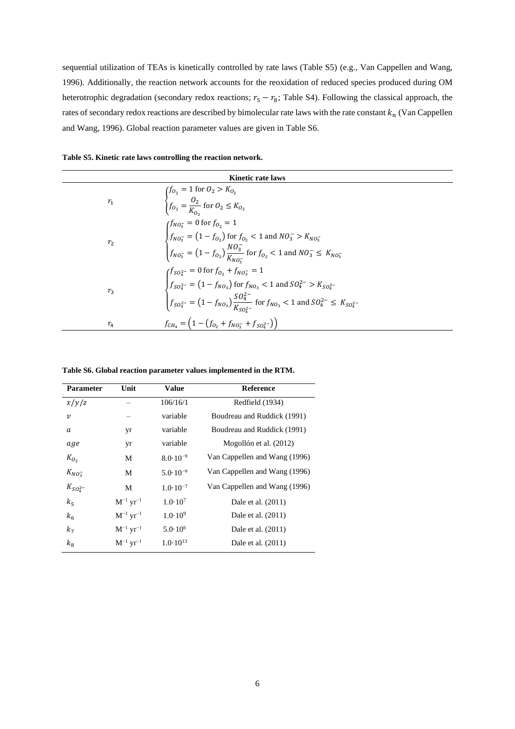sequential utilization of TEAs is kinetically controlled by rate laws (Table S5) (e.g., Van Cappellen and Wang, 1996). Additionally, the reaction network accounts for the reoxidation of reduced species produced during OM heterotrophic degradation (secondary redox reactions; $r_5 - r_8$; Table S4). Following the classical approach, the rates of secondary redox reactions are described by bimolecular rate laws with the rate constant $k_n$ (Van Cappellen and Wang, 1996). Global reaction parameter values are given in Table S6.

**Table S5. Kinetic rate laws controlling the reaction network.**

| | Kinetic rate laws |
|---|---|
| $r_1$ | $\begin{cases} f_{O_2} = 1 \text{ for } O_2 > K_{O_2} \\ f_{O_2} = \dfrac{O_2}{K_{O_2}} \text{ for } O_2 \leq K_{O_2} \end{cases}$ |
| $r_2$ | $\begin{cases} f_{NO_3^-} = 0 \text{ for } f_{O_2} = 1 \\ f_{NO_3^-} = \left(1 - f_{O_2}\right) \text{ for } f_{O_2} < 1 \text{ and } NO_3^- > K_{NO_3^-} \\ f_{NO_3^-} = \left(1 - f_{O_2}\right) \dfrac{NO_3^-}{K_{NO_3^-}} \text{ for } f_{O_2} < 1 \text{ and } NO_3^- \leq K_{NO_3^-} \end{cases}$ |
| $r_3$ | $\begin{cases} f_{SO_4^{2-}} = 0 \text{ for } f_{O_2} + f_{NO_3^-} = 1 \\ f_{SO_4^{2-}} = \left(1 - f_{NO_3}\right) \text{ for } f_{NO_3} < 1 \text{ and } SO_4^{2-} > K_{SO_4^{2-}} \\ f_{SO_4^{2-}} = \left(1 - f_{NO_3}\right) \dfrac{SO_4^{2-}}{K_{SO_4^{2-}}} \text{ for } f_{NO_3} < 1 \text{ and } SO_4^{2-} \leq K_{SO_4^{2-}} \end{cases}$ |
| $r_4$ | $f_{CH_4} = \left(1 - \left(f_{O_2} + f_{NO_3^-} + f_{SO_4^{2-}}\right)\right)$ |

**Table S6. Global reaction parameter values implemented in the RTM.**

| Parameter | Unit | Value | Reference |
|---|---|---|---|
| $x/y/z$ | – | 106/16/1 | Redfield (1934) |
| $v$ | – | variable | Boudreau and Ruddick (1991) |
| $a$ | yr | variable | Boudreau and Ruddick (1991) |
| $age$ | yr | variable | Mogollón et al. (2012) |
| $K_{O_2}$ | M | $8.0 \cdot 10^{-9}$ | Van Cappellen and Wang (1996) |
| $K_{NO_3^-}$ | M | $5.0 \cdot 10^{-9}$ | Van Cappellen and Wang (1996) |
| $K_{SO_4^{2-}}$ | M | $1.0 \cdot 10^{-7}$ | Van Cappellen and Wang (1996) |
| $k_5$ | $M^{-1}\ yr^{-1}$ | $1.0 \cdot 10^{7}$ | Dale et al. (2011) |
| $k_6$ | $M^{-1}\ yr^{-1}$ | $1.0 \cdot 10^{9}$ | Dale et al. (2011) |
| $k_7$ | $M^{-1}\ yr^{-1}$ | $5.0 \cdot 10^{6}$ | Dale et al. (2011) |
| $k_8$ | $M^{-1}\ yr^{-1}$ | $1.0 \cdot 10^{13}$ | Dale et al. (2011) |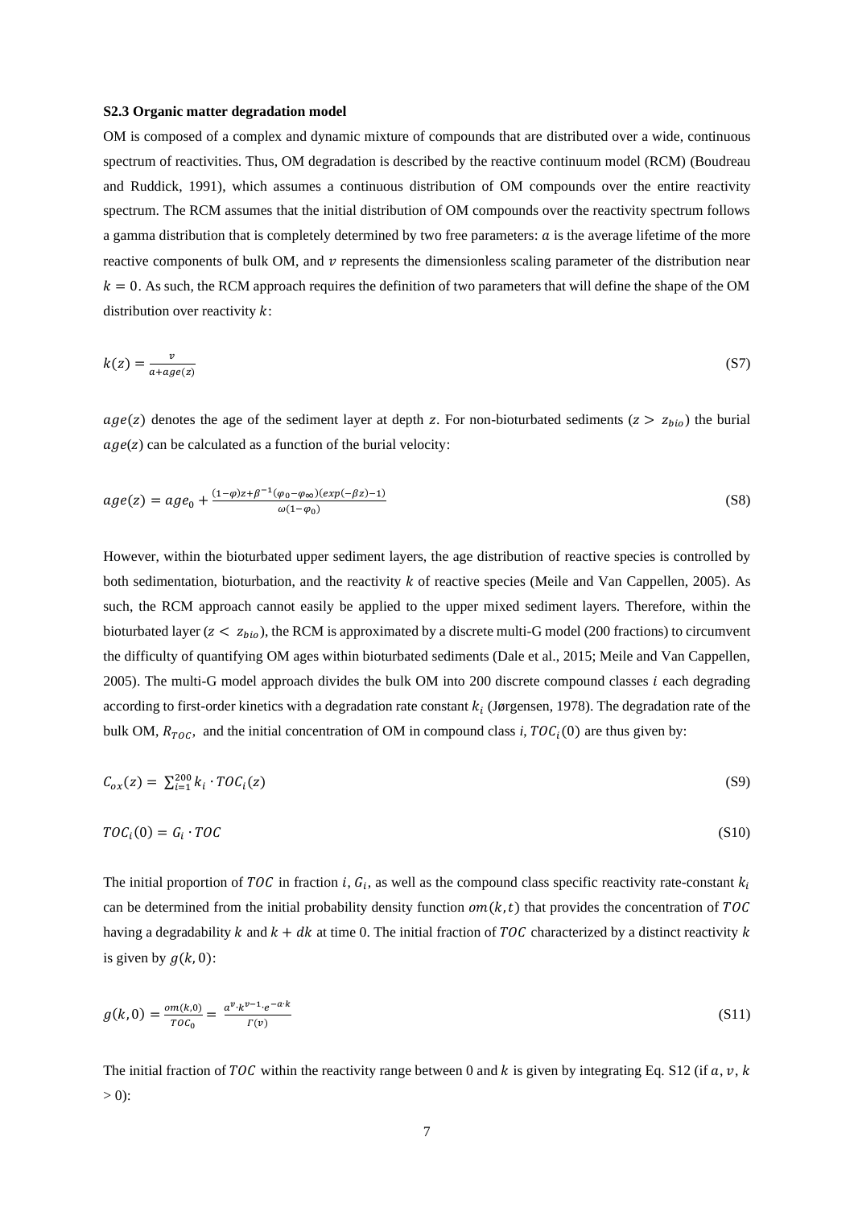**S2.3 Organic matter degradation model**

OM is composed of a complex and dynamic mixture of compounds that are distributed over a wide, continuous spectrum of reactivities. Thus, OM degradation is described by the reactive continuum model (RCM) (Boudreau and Ruddick, 1991), which assumes a continuous distribution of OM compounds over the entire reactivity spectrum. The RCM assumes that the initial distribution of OM compounds over the reactivity spectrum follows a gamma distribution that is completely determined by two free parameters: $a$ is the average lifetime of the more reactive components of bulk OM, and $v$ represents the dimensionless scaling parameter of the distribution near $k = 0$. As such, the RCM approach requires the definition of two parameters that will define the shape of the OM distribution over reactivity $k$:

$$k(z) = \frac{v}{a + age(z)} \tag{S7}$$

$age(z)$ denotes the age of the sediment layer at depth $z$. For non-bioturbated sediments ($z > z_{bio}$) the burial $age(z)$ can be calculated as a function of the burial velocity:

$$age(z) = age_0 + \frac{(1-\varphi)z + \beta^{-1}(\varphi_0 - \varphi_\infty)(exp(-\beta z) - 1)}{\omega(1-\varphi_0)} \tag{S8}$$

However, within the bioturbated upper sediment layers, the age distribution of reactive species is controlled by both sedimentation, bioturbation, and the reactivity $k$ of reactive species (Meile and Van Cappellen, 2005). As such, the RCM approach cannot easily be applied to the upper mixed sediment layers. Therefore, within the bioturbated layer ($z < z_{bio}$), the RCM is approximated by a discrete multi-G model (200 fractions) to circumvent the difficulty of quantifying OM ages within bioturbated sediments (Dale et al., 2015; Meile and Van Cappellen, 2005). The multi-G model approach divides the bulk OM into 200 discrete compound classes $i$ each degrading according to first-order kinetics with a degradation rate constant $k_i$ (Jørgensen, 1978). The degradation rate of the bulk OM, $R_{TOC}$, and the initial concentration of OM in compound class $i$, $TOC_i(0)$ are thus given by:

$$C_{ox}(z) = \sum_{i=1}^{200} k_i \cdot TOC_i(z) \tag{S9}$$

$$TOC_i(0) = G_i \cdot TOC \tag{S10}$$

The initial proportion of $TOC$ in fraction $i$, $G_i$, as well as the compound class specific reactivity rate-constant $k_i$ can be determined from the initial probability density function $om(k,t)$ that provides the concentration of $TOC$ having a degradability $k$ and $k + dk$ at time 0. The initial fraction of $TOC$ characterized by a distinct reactivity $k$ is given by $g(k, 0)$:

$$g(k,0) = \frac{om(k,0)}{TOC_0} = \frac{a^v \cdot k^{v-1} \cdot e^{-a \cdot k}}{\Gamma(v)} \tag{S11}$$

The initial fraction of $TOC$ within the reactivity range between 0 and $k$ is given by integrating Eq. S12 (if $a$, $v$, $k$ $> 0$):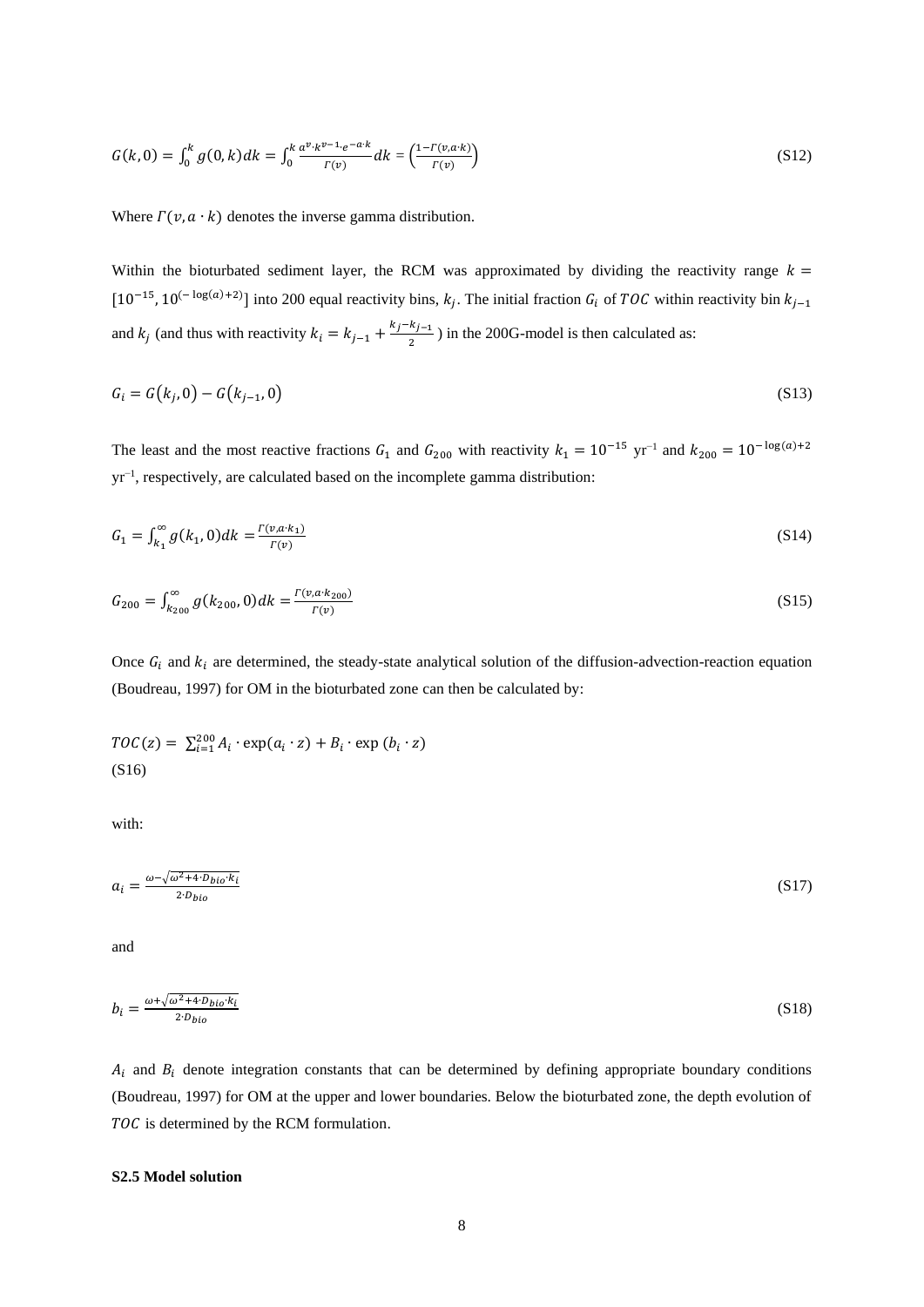$$G(k,0) = \int_0^k g(0,k)dk = \int_0^k \frac{a^v \cdot k^{v-1} \cdot e^{-a \cdot k}}{\Gamma(v)} dk = \left(\frac{1-\Gamma(v,a\cdot k)}{\Gamma(v)}\right) \tag{S12}$$

Where $\Gamma(v, a \cdot k)$ denotes the inverse gamma distribution.

Within the bioturbated sediment layer, the RCM was approximated by dividing the reactivity range $k = [10^{-15}, 10^{(-\log(a)+2)}]$ into 200 equal reactivity bins, $k_j$. The initial fraction $G_i$ of $TOC$ within reactivity bin $k_{j-1}$ and $k_j$ (and thus with reactivity $k_i = k_{j-1} + \frac{k_j - k_{j-1}}{2}$ ) in the 200G-model is then calculated as:

$$G_i = G(k_j, 0) - G(k_{j-1}, 0) \tag{S13}$$

The least and the most reactive fractions $G_1$ and $G_{200}$ with reactivity $k_1 = 10^{-15}$ yr$^{-1}$ and $k_{200} = 10^{-\log(a)+2}$ yr$^{-1}$, respectively, are calculated based on the incomplete gamma distribution:

$$G_1 = \int_{k_1}^{\infty} g(k_1, 0)dk = \frac{\Gamma(v, a \cdot k_1)}{\Gamma(v)} \tag{S14}$$

$$G_{200} = \int_{k_{200}}^{\infty} g(k_{200}, 0)dk = \frac{\Gamma(v, a \cdot k_{200})}{\Gamma(v)} \tag{S15}$$

Once $G_i$ and $k_i$ are determined, the steady-state analytical solution of the diffusion-advection-reaction equation (Boudreau, 1997) for OM in the bioturbated zone can then be calculated by:

$$TOC(z) = \sum_{i=1}^{200} A_i \cdot \exp(a_i \cdot z) + B_i \cdot \exp(b_i \cdot z) \tag{S16}$$

with:

$$a_i = \frac{\omega - \sqrt{\omega^2 + 4 \cdot D_{bio} \cdot k_i}}{2 \cdot D_{bio}} \tag{S17}$$

and

$$b_i = \frac{\omega + \sqrt{\omega^2 + 4 \cdot D_{bio} \cdot k_i}}{2 \cdot D_{bio}} \tag{S18}$$

$A_i$ and $B_i$ denote integration constants that can be determined by defining appropriate boundary conditions (Boudreau, 1997) for OM at the upper and lower boundaries. Below the bioturbated zone, the depth evolution of $TOC$ is determined by the RCM formulation.

### S2.5 Model solution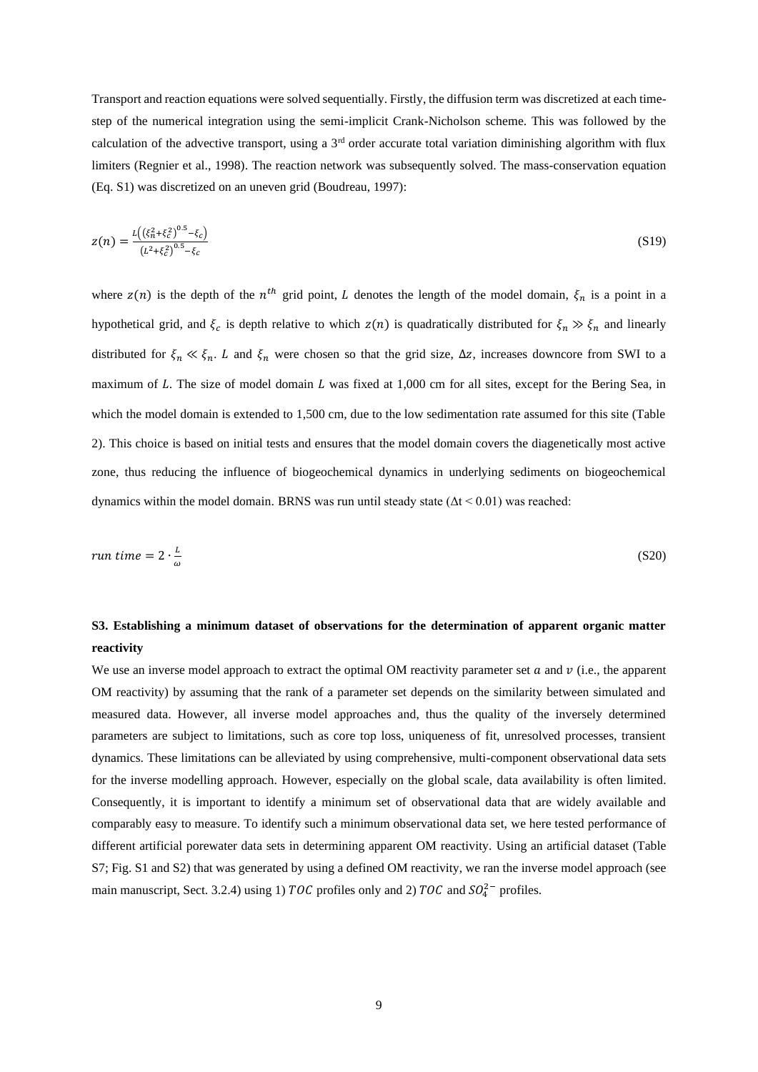Transport and reaction equations were solved sequentially. Firstly, the diffusion term was discretized at each time-step of the numerical integration using the semi-implicit Crank-Nicholson scheme. This was followed by the calculation of the advective transport, using a 3rd order accurate total variation diminishing algorithm with flux limiters (Regnier et al., 1998). The reaction network was subsequently solved. The mass-conservation equation (Eq. S1) was discretized on an uneven grid (Boudreau, 1997):

$$z(n) = \frac{L\left(\left(\xi_n^2+\xi_c^2\right)^{0.5}-\xi_c\right)}{\left(L^2+\xi_c^2\right)^{0.5}-\xi_c} \tag{S19}$$

where $z(n)$ is the depth of the $n^{th}$ grid point, $L$ denotes the length of the model domain, $\xi_n$ is a point in a hypothetical grid, and $\xi_c$ is depth relative to which $z(n)$ is quadratically distributed for $\xi_n \gg \xi_n$ and linearly distributed for $\xi_n \ll \xi_n$. $L$ and $\xi_n$ were chosen so that the grid size, $\Delta z$, increases downcore from SWI to a maximum of $L$. The size of model domain $L$ was fixed at 1,000 cm for all sites, except for the Bering Sea, in which the model domain is extended to 1,500 cm, due to the low sedimentation rate assumed for this site (Table 2). This choice is based on initial tests and ensures that the model domain covers the diagenetically most active zone, thus reducing the influence of biogeochemical dynamics in underlying sediments on biogeochemical dynamics within the model domain. BRNS was run until steady state ($\Delta t < 0.01$) was reached:

$$run\ time = 2 \cdot \frac{L}{\omega} \tag{S20}$$

## S3. Establishing a minimum dataset of observations for the determination of apparent organic matter reactivity

We use an inverse model approach to extract the optimal OM reactivity parameter set $a$ and $v$ (i.e., the apparent OM reactivity) by assuming that the rank of a parameter set depends on the similarity between simulated and measured data. However, all inverse model approaches and, thus the quality of the inversely determined parameters are subject to limitations, such as core top loss, uniqueness of fit, unresolved processes, transient dynamics. These limitations can be alleviated by using comprehensive, multi-component observational data sets for the inverse modelling approach. However, especially on the global scale, data availability is often limited. Consequently, it is important to identify a minimum set of observational data that are widely available and comparably easy to measure. To identify such a minimum observational data set, we here tested performance of different artificial porewater data sets in determining apparent OM reactivity. Using an artificial dataset (Table S7; Fig. S1 and S2) that was generated by using a defined OM reactivity, we ran the inverse model approach (see main manuscript, Sect. 3.2.4) using 1) $TOC$ profiles only and 2) $TOC$ and $SO_4^{2-}$ profiles.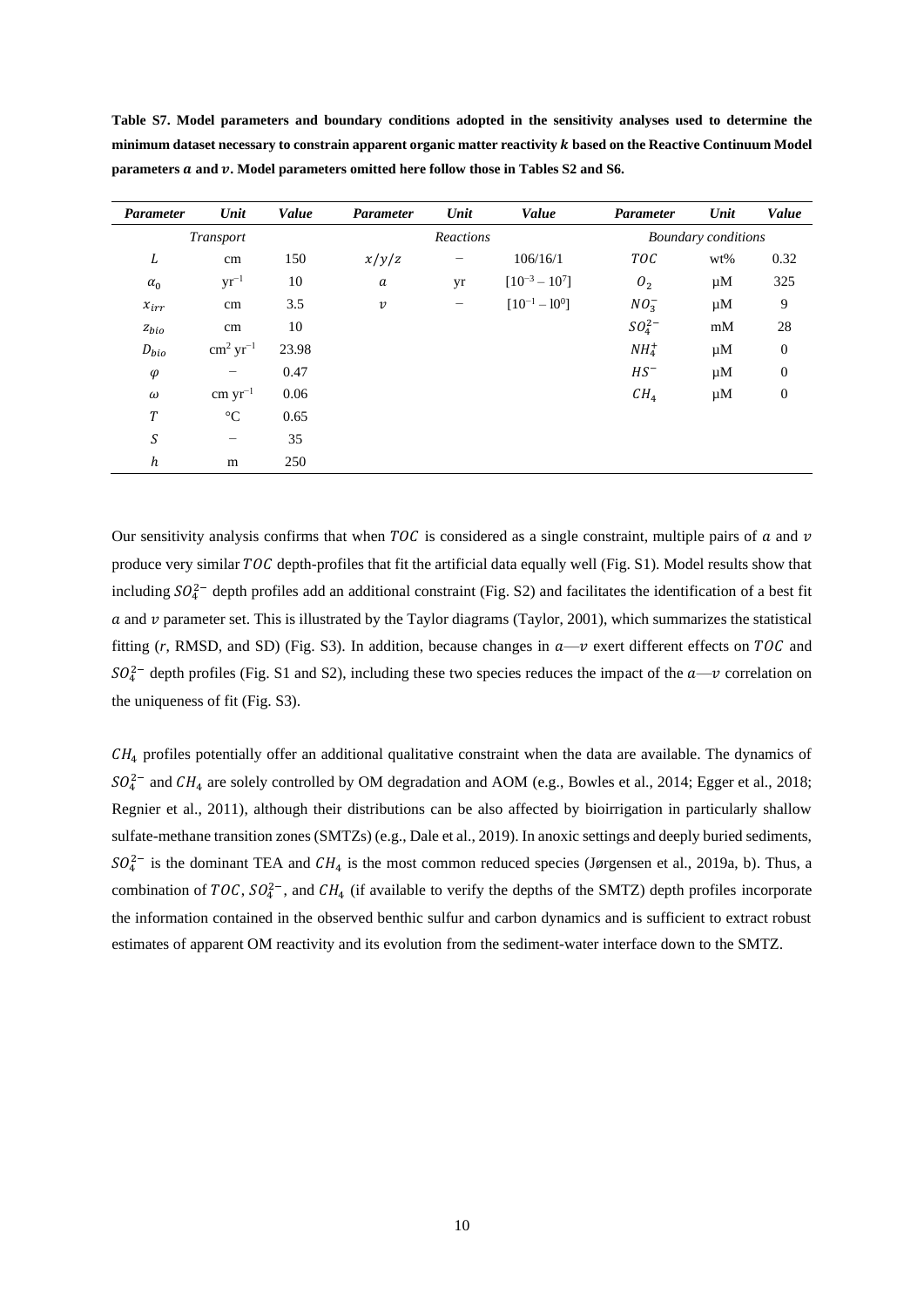**Table S7. Model parameters and boundary conditions adopted in the sensitivity analyses used to determine the minimum dataset necessary to constrain apparent organic matter reactivity $k$ based on the Reactive Continuum Model parameters $a$ and $v$. Model parameters omitted here follow those in Tables S2 and S6.**

| *Parameter* | *Unit* | *Value* | *Parameter* | *Unit* | *Value* | *Parameter* | *Unit* | *Value* |
|---|---|---|---|---|---|---|---|---|
| *Transport* | | | *Reactions* | | | *Boundary conditions* | | |
| $L$ | cm | 150 | $x/y/z$ | − | 106/16/1 | $TOC$ | wt% | 0.32 |
| $\alpha_0$ | $yr^{-1}$ | 10 | $a$ | yr | $[10^{-3} - 10^{7}]$ | $O_2$ | μM | 325 |
| $x_{irr}$ | cm | 3.5 | $v$ | − | $[10^{-1} - 10^{0}]$ | $NO_3^-$ | μM | 9 |
| $z_{bio}$ | cm | 10 | | | | $SO_4^{2-}$ | mM | 28 |
| $D_{bio}$ | $cm^2\ yr^{-1}$ | 23.98 | | | | $NH_4^+$ | μM | 0 |
| $\varphi$ | − | 0.47 | | | | $HS^-$ | μM | 0 |
| $\omega$ | $cm\ yr^{-1}$ | 0.06 | | | | $CH_4$ | μM | 0 |
| $T$ | °C | 0.65 | | | | | | |
| $S$ | − | 35 | | | | | | |
| $h$ | m | 250 | | | | | | |

Our sensitivity analysis confirms that when $TOC$ is considered as a single constraint, multiple pairs of $a$ and $v$ produce very similar $TOC$ depth-profiles that fit the artificial data equally well (Fig. S1). Model results show that including $SO_4^{2-}$ depth profiles add an additional constraint (Fig. S2) and facilitates the identification of a best fit $a$ and $v$ parameter set. This is illustrated by the Taylor diagrams (Taylor, 2001), which summarizes the statistical fitting (*r*, RMSD, and SD) (Fig. S3). In addition, because changes in $a$—$v$ exert different effects on $TOC$ and $SO_4^{2-}$ depth profiles (Fig. S1 and S2), including these two species reduces the impact of the $a$—$v$ correlation on the uniqueness of fit (Fig. S3).

$CH_4$ profiles potentially offer an additional qualitative constraint when the data are available. The dynamics of $SO_4^{2-}$ and $CH_4$ are solely controlled by OM degradation and AOM (e.g., Bowles et al., 2014; Egger et al., 2018; Regnier et al., 2011), although their distributions can be also affected by bioirrigation in particularly shallow sulfate-methane transition zones (SMTZs) (e.g., Dale et al., 2019). In anoxic settings and deeply buried sediments, $SO_4^{2-}$ is the dominant TEA and $CH_4$ is the most common reduced species (Jørgensen et al., 2019a, b). Thus, a combination of $TOC$, $SO_4^{2-}$, and $CH_4$ (if available to verify the depths of the SMTZ) depth profiles incorporate the information contained in the observed benthic sulfur and carbon dynamics and is sufficient to extract robust estimates of apparent OM reactivity and its evolution from the sediment-water interface down to the SMTZ.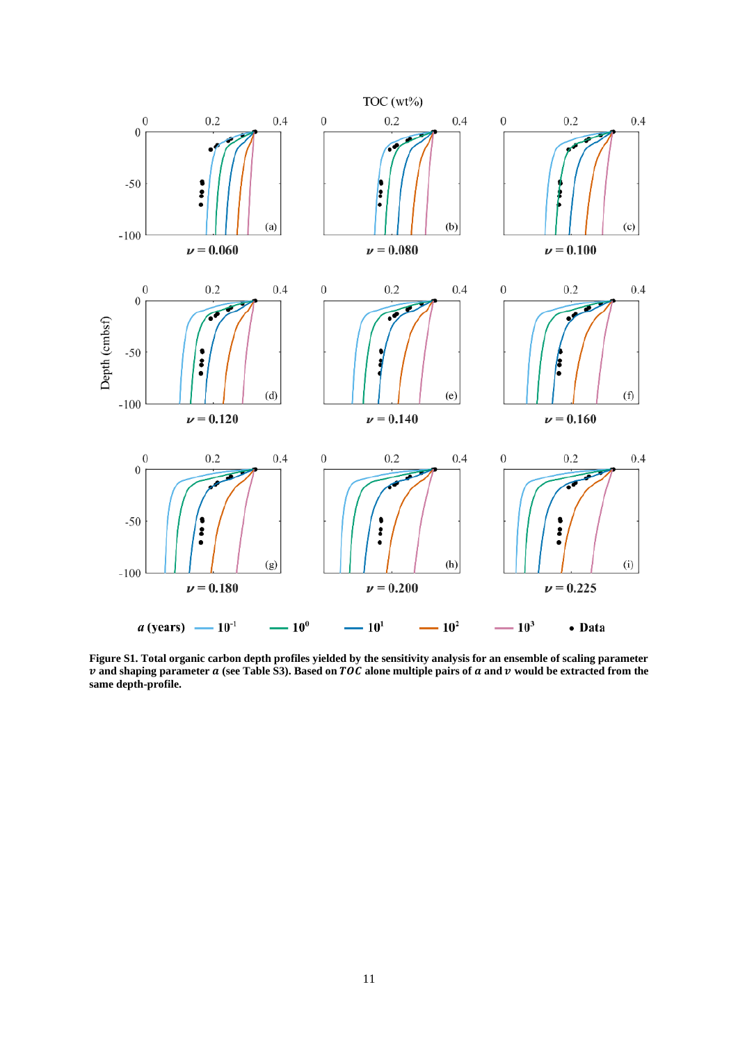**Figure S1. Total organic carbon depth profiles yielded by the sensitivity analysis for an ensemble of scaling parameter $\nu$ and shaping parameter $a$ (see Table S3). Based on $TOC$ alone multiple pairs of $a$ and $\nu$ would be extracted from the same depth-profile.**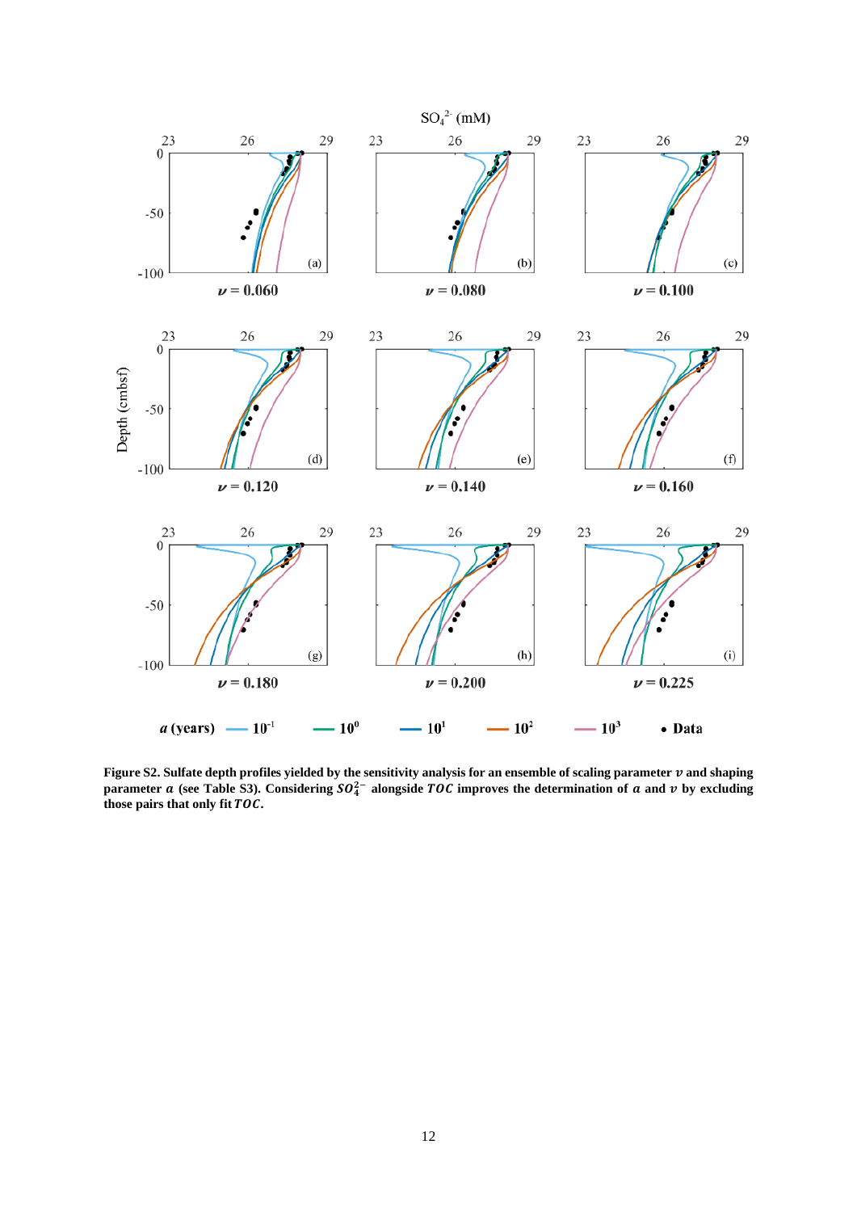**Figure S2. Sulfate depth profiles yielded by the sensitivity analysis for an ensemble of scaling parameter $\nu$ and shaping parameter $a$ (see Table S3). Considering $SO_4^{2-}$ alongside $TOC$ improves the determination of $a$ and $\nu$ by excluding those pairs that only fit $TOC$.**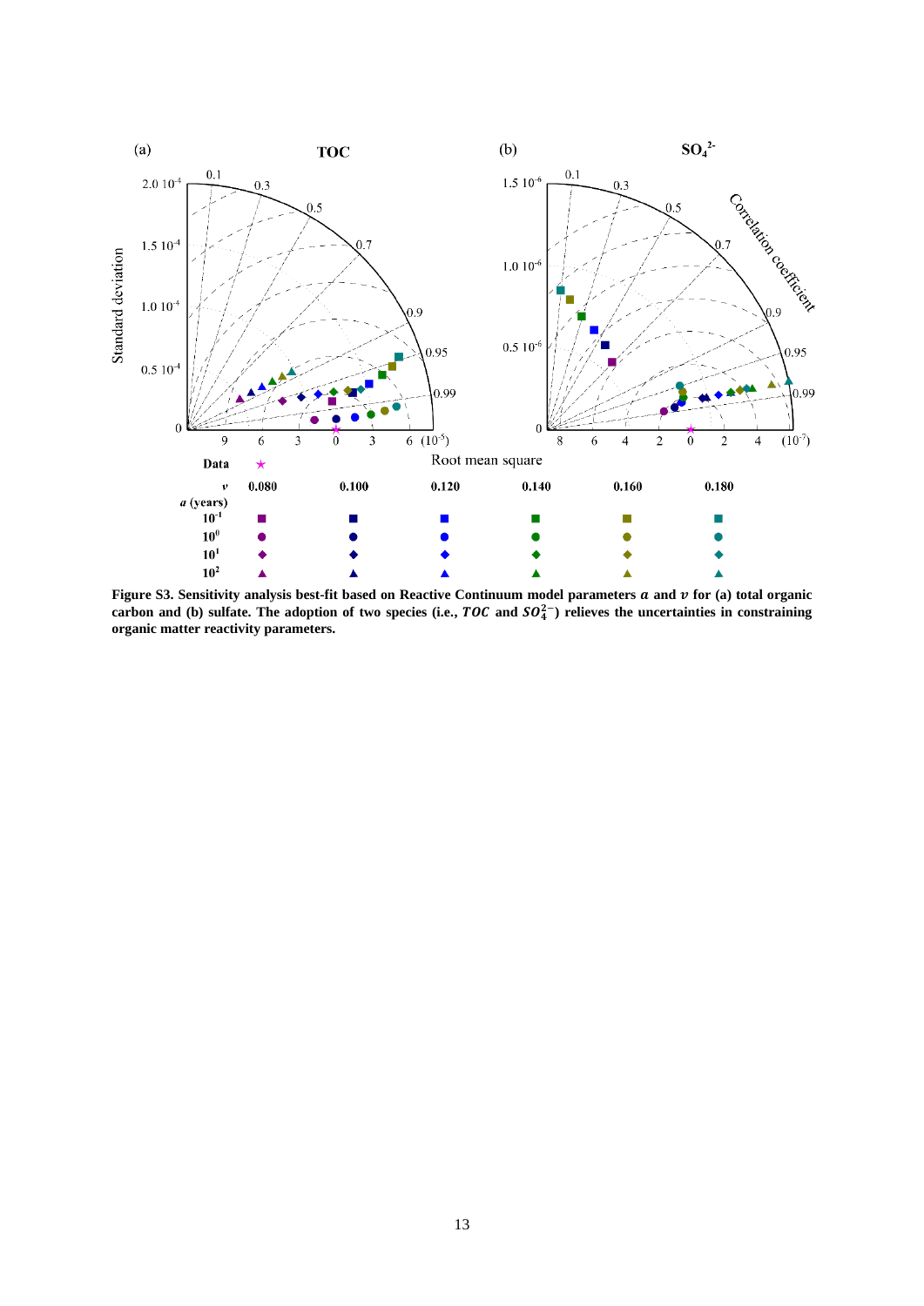**Figure S3. Sensitivity analysis best-fit based on Reactive Continuum model parameters $a$ and $v$ for (a) total organic carbon and (b) sulfate. The adoption of two species (i.e., $TOC$ and $SO_4^{2-}$) relieves the uncertainties in constraining organic matter reactivity parameters.**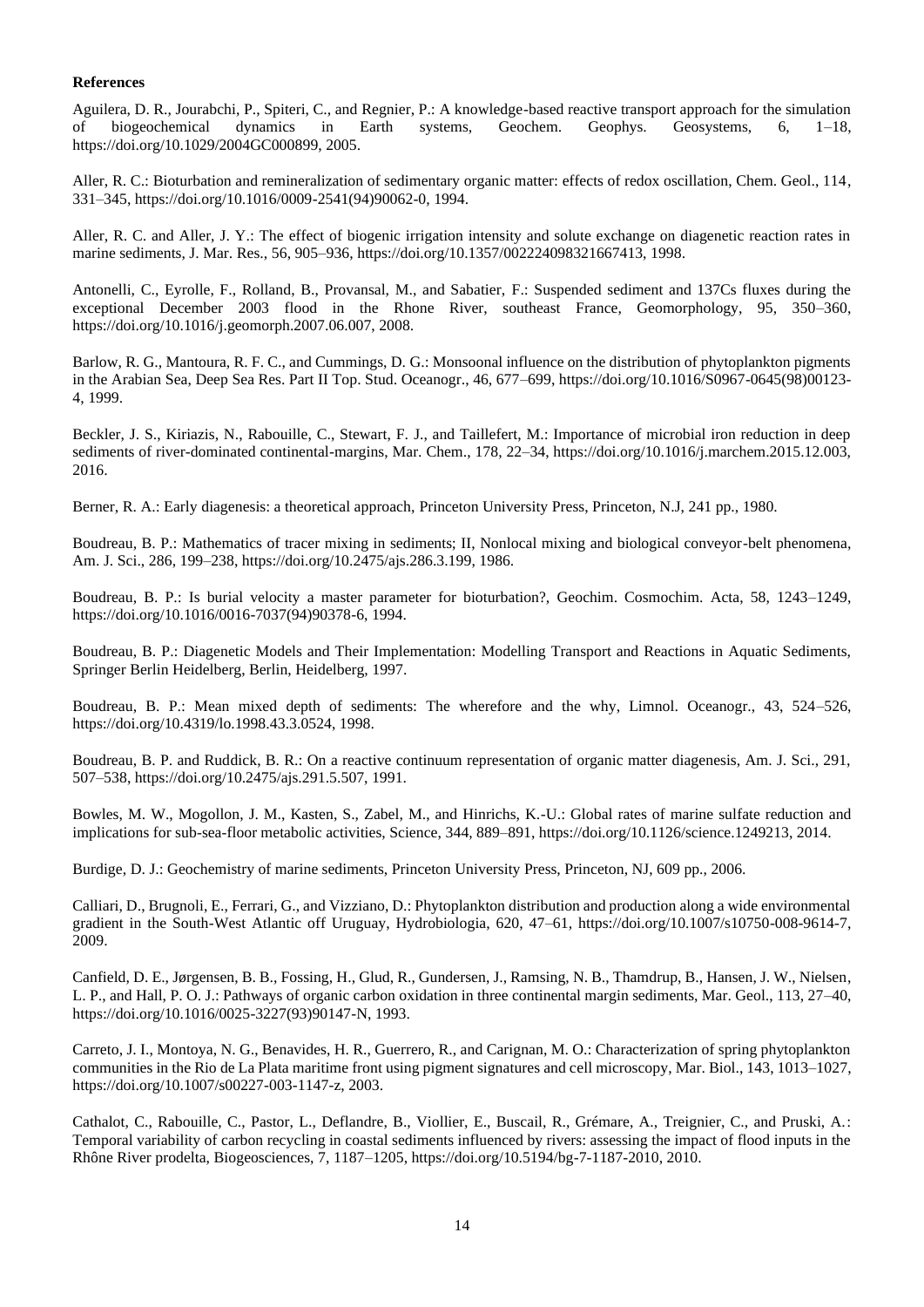**References**

Aguilera, D. R., Jourabchi, P., Spiteri, C., and Regnier, P.: A knowledge-based reactive transport approach for the simulation of biogeochemical dynamics in Earth systems, Geochem. Geophys. Geosystems, 6, 1–18, https://doi.org/10.1029/2004GC000899, 2005.

Aller, R. C.: Bioturbation and remineralization of sedimentary organic matter: effects of redox oscillation, Chem. Geol., 114, 331–345, https://doi.org/10.1016/0009-2541(94)90062-0, 1994.

Aller, R. C. and Aller, J. Y.: The effect of biogenic irrigation intensity and solute exchange on diagenetic reaction rates in marine sediments, J. Mar. Res., 56, 905–936, https://doi.org/10.1357/002224098321667413, 1998.

Antonelli, C., Eyrolle, F., Rolland, B., Provansal, M., and Sabatier, F.: Suspended sediment and 137Cs fluxes during the exceptional December 2003 flood in the Rhone River, southeast France, Geomorphology, 95, 350–360, https://doi.org/10.1016/j.geomorph.2007.06.007, 2008.

Barlow, R. G., Mantoura, R. F. C., and Cummings, D. G.: Monsoonal influence on the distribution of phytoplankton pigments in the Arabian Sea, Deep Sea Res. Part II Top. Stud. Oceanogr., 46, 677–699, https://doi.org/10.1016/S0967-0645(98)00123-4, 1999.

Beckler, J. S., Kiriazis, N., Rabouille, C., Stewart, F. J., and Taillefert, M.: Importance of microbial iron reduction in deep sediments of river-dominated continental-margins, Mar. Chem., 178, 22–34, https://doi.org/10.1016/j.marchem.2015.12.003, 2016.

Berner, R. A.: Early diagenesis: a theoretical approach, Princeton University Press, Princeton, N.J, 241 pp., 1980.

Boudreau, B. P.: Mathematics of tracer mixing in sediments; II, Nonlocal mixing and biological conveyor-belt phenomena, Am. J. Sci., 286, 199–238, https://doi.org/10.2475/ajs.286.3.199, 1986.

Boudreau, B. P.: Is burial velocity a master parameter for bioturbation?, Geochim. Cosmochim. Acta, 58, 1243–1249, https://doi.org/10.1016/0016-7037(94)90378-6, 1994.

Boudreau, B. P.: Diagenetic Models and Their Implementation: Modelling Transport and Reactions in Aquatic Sediments, Springer Berlin Heidelberg, Berlin, Heidelberg, 1997.

Boudreau, B. P.: Mean mixed depth of sediments: The wherefore and the why, Limnol. Oceanogr., 43, 524–526, https://doi.org/10.4319/lo.1998.43.3.0524, 1998.

Boudreau, B. P. and Ruddick, B. R.: On a reactive continuum representation of organic matter diagenesis, Am. J. Sci., 291, 507–538, https://doi.org/10.2475/ajs.291.5.507, 1991.

Bowles, M. W., Mogollon, J. M., Kasten, S., Zabel, M., and Hinrichs, K.-U.: Global rates of marine sulfate reduction and implications for sub-sea-floor metabolic activities, Science, 344, 889–891, https://doi.org/10.1126/science.1249213, 2014.

Burdige, D. J.: Geochemistry of marine sediments, Princeton University Press, Princeton, NJ, 609 pp., 2006.

Calliari, D., Brugnoli, E., Ferrari, G., and Vizziano, D.: Phytoplankton distribution and production along a wide environmental gradient in the South-West Atlantic off Uruguay, Hydrobiologia, 620, 47–61, https://doi.org/10.1007/s10750-008-9614-7, 2009.

Canfield, D. E., Jørgensen, B. B., Fossing, H., Glud, R., Gundersen, J., Ramsing, N. B., Thamdrup, B., Hansen, J. W., Nielsen, L. P., and Hall, P. O. J.: Pathways of organic carbon oxidation in three continental margin sediments, Mar. Geol., 113, 27–40, https://doi.org/10.1016/0025-3227(93)90147-N, 1993.

Carreto, J. I., Montoya, N. G., Benavides, H. R., Guerrero, R., and Carignan, M. O.: Characterization of spring phytoplankton communities in the Rio de La Plata maritime front using pigment signatures and cell microscopy, Mar. Biol., 143, 1013–1027, https://doi.org/10.1007/s00227-003-1147-z, 2003.

Cathalot, C., Rabouille, C., Pastor, L., Deflandre, B., Viollier, E., Buscail, R., Grémare, A., Treignier, C., and Pruski, A.: Temporal variability of carbon recycling in coastal sediments influenced by rivers: assessing the impact of flood inputs in the Rhône River prodelta, Biogeosciences, 7, 1187–1205, https://doi.org/10.5194/bg-7-1187-2010, 2010.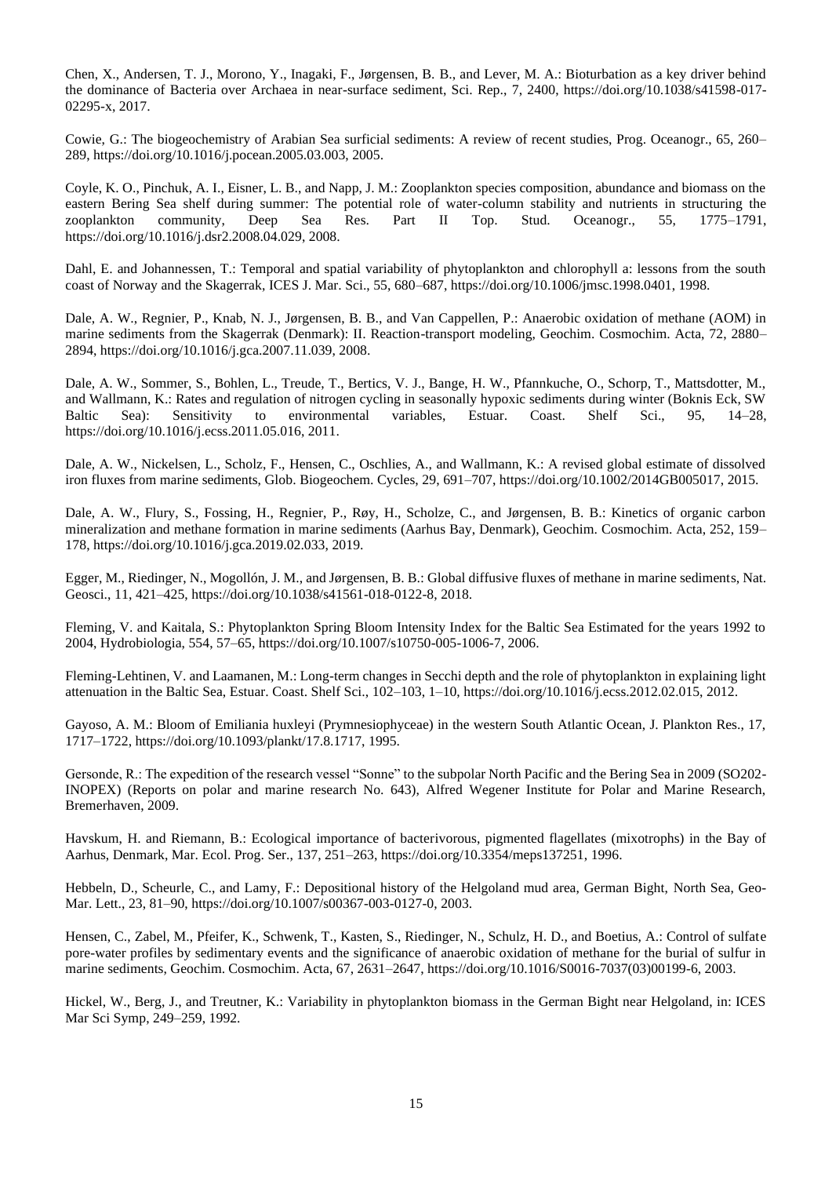Chen, X., Andersen, T. J., Morono, Y., Inagaki, F., Jørgensen, B. B., and Lever, M. A.: Bioturbation as a key driver behind the dominance of Bacteria over Archaea in near-surface sediment, Sci. Rep., 7, 2400, https://doi.org/10.1038/s41598-017-02295-x, 2017.

Cowie, G.: The biogeochemistry of Arabian Sea surficial sediments: A review of recent studies, Prog. Oceanogr., 65, 260–289, https://doi.org/10.1016/j.pocean.2005.03.003, 2005.

Coyle, K. O., Pinchuk, A. I., Eisner, L. B., and Napp, J. M.: Zooplankton species composition, abundance and biomass on the eastern Bering Sea shelf during summer: The potential role of water-column stability and nutrients in structuring the zooplankton community, Deep Sea Res. Part II Top. Stud. Oceanogr., 55, 1775–1791, https://doi.org/10.1016/j.dsr2.2008.04.029, 2008.

Dahl, E. and Johannessen, T.: Temporal and spatial variability of phytoplankton and chlorophyll a: lessons from the south coast of Norway and the Skagerrak, ICES J. Mar. Sci., 55, 680–687, https://doi.org/10.1006/jmsc.1998.0401, 1998.

Dale, A. W., Regnier, P., Knab, N. J., Jørgensen, B. B., and Van Cappellen, P.: Anaerobic oxidation of methane (AOM) in marine sediments from the Skagerrak (Denmark): II. Reaction-transport modeling, Geochim. Cosmochim. Acta, 72, 2880–2894, https://doi.org/10.1016/j.gca.2007.11.039, 2008.

Dale, A. W., Sommer, S., Bohlen, L., Treude, T., Bertics, V. J., Bange, H. W., Pfannkuche, O., Schorp, T., Mattsdotter, M., and Wallmann, K.: Rates and regulation of nitrogen cycling in seasonally hypoxic sediments during winter (Boknis Eck, SW Baltic Sea): Sensitivity to environmental variables, Estuar. Coast. Shelf Sci., 95, 14–28, https://doi.org/10.1016/j.ecss.2011.05.016, 2011.

Dale, A. W., Nickelsen, L., Scholz, F., Hensen, C., Oschlies, A., and Wallmann, K.: A revised global estimate of dissolved iron fluxes from marine sediments, Glob. Biogeochem. Cycles, 29, 691–707, https://doi.org/10.1002/2014GB005017, 2015.

Dale, A. W., Flury, S., Fossing, H., Regnier, P., Røy, H., Scholze, C., and Jørgensen, B. B.: Kinetics of organic carbon mineralization and methane formation in marine sediments (Aarhus Bay, Denmark), Geochim. Cosmochim. Acta, 252, 159–178, https://doi.org/10.1016/j.gca.2019.02.033, 2019.

Egger, M., Riedinger, N., Mogollón, J. M., and Jørgensen, B. B.: Global diffusive fluxes of methane in marine sediments, Nat. Geosci., 11, 421–425, https://doi.org/10.1038/s41561-018-0122-8, 2018.

Fleming, V. and Kaitala, S.: Phytoplankton Spring Bloom Intensity Index for the Baltic Sea Estimated for the years 1992 to 2004, Hydrobiologia, 554, 57–65, https://doi.org/10.1007/s10750-005-1006-7, 2006.

Fleming-Lehtinen, V. and Laamanen, M.: Long-term changes in Secchi depth and the role of phytoplankton in explaining light attenuation in the Baltic Sea, Estuar. Coast. Shelf Sci., 102–103, 1–10, https://doi.org/10.1016/j.ecss.2012.02.015, 2012.

Gayoso, A. M.: Bloom of Emiliania huxleyi (Prymnesiophyceae) in the western South Atlantic Ocean, J. Plankton Res., 17, 1717–1722, https://doi.org/10.1093/plankt/17.8.1717, 1995.

Gersonde, R.: The expedition of the research vessel "Sonne" to the subpolar North Pacific and the Bering Sea in 2009 (SO202-INOPEX) (Reports on polar and marine research No. 643), Alfred Wegener Institute for Polar and Marine Research, Bremerhaven, 2009.

Havskum, H. and Riemann, B.: Ecological importance of bacterivorous, pigmented flagellates (mixotrophs) in the Bay of Aarhus, Denmark, Mar. Ecol. Prog. Ser., 137, 251–263, https://doi.org/10.3354/meps137251, 1996.

Hebbeln, D., Scheurle, C., and Lamy, F.: Depositional history of the Helgoland mud area, German Bight, North Sea, Geo-Mar. Lett., 23, 81–90, https://doi.org/10.1007/s00367-003-0127-0, 2003.

Hensen, C., Zabel, M., Pfeifer, K., Schwenk, T., Kasten, S., Riedinger, N., Schulz, H. D., and Boetius, A.: Control of sulfate pore-water profiles by sedimentary events and the significance of anaerobic oxidation of methane for the burial of sulfur in marine sediments, Geochim. Cosmochim. Acta, 67, 2631–2647, https://doi.org/10.1016/S0016-7037(03)00199-6, 2003.

Hickel, W., Berg, J., and Treutner, K.: Variability in phytoplankton biomass in the German Bight near Helgoland, in: ICES Mar Sci Symp, 249–259, 1992.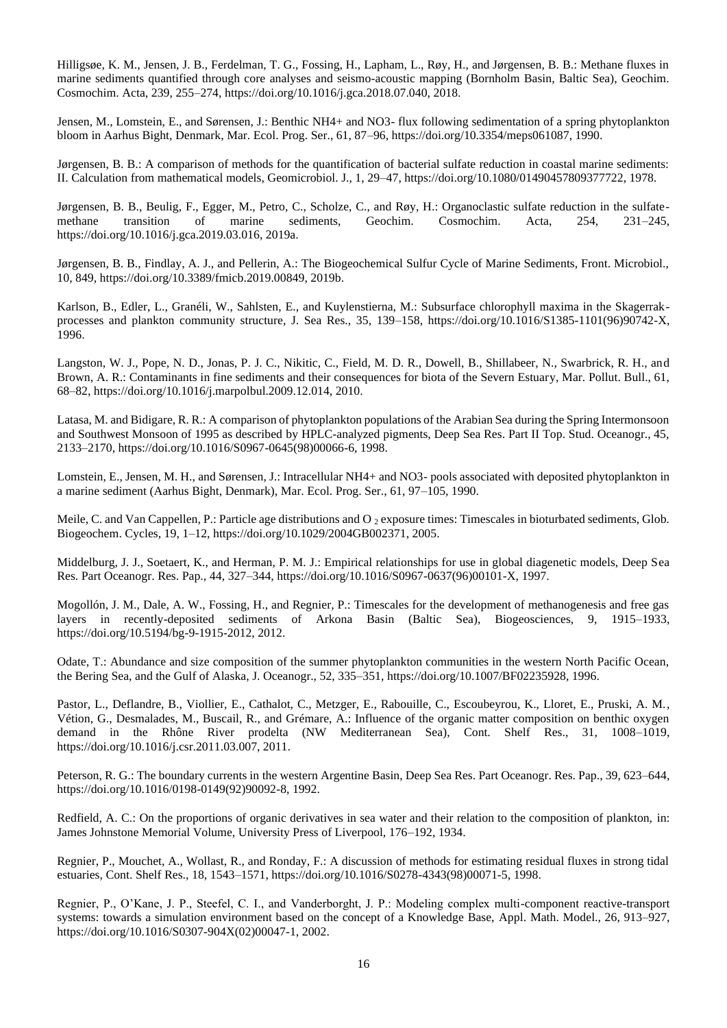Hilligsøe, K. M., Jensen, J. B., Ferdelman, T. G., Fossing, H., Lapham, L., Røy, H., and Jørgensen, B. B.: Methane fluxes in marine sediments quantified through core analyses and seismo-acoustic mapping (Bornholm Basin, Baltic Sea), Geochim. Cosmochim. Acta, 239, 255–274, https://doi.org/10.1016/j.gca.2018.07.040, 2018.

Jensen, M., Lomstein, E., and Sørensen, J.: Benthic NH4+ and NO3- flux following sedimentation of a spring phytoplankton bloom in Aarhus Bight, Denmark, Mar. Ecol. Prog. Ser., 61, 87–96, https://doi.org/10.3354/meps061087, 1990.

Jørgensen, B. B.: A comparison of methods for the quantification of bacterial sulfate reduction in coastal marine sediments: II. Calculation from mathematical models, Geomicrobiol. J., 1, 29–47, https://doi.org/10.1080/01490457809377722, 1978.

Jørgensen, B. B., Beulig, F., Egger, M., Petro, C., Scholze, C., and Røy, H.: Organoclastic sulfate reduction in the sulfate-methane transition of marine sediments, Geochim. Cosmochim. Acta, 254, 231–245, https://doi.org/10.1016/j.gca.2019.03.016, 2019a.

Jørgensen, B. B., Findlay, A. J., and Pellerin, A.: The Biogeochemical Sulfur Cycle of Marine Sediments, Front. Microbiol., 10, 849, https://doi.org/10.3389/fmicb.2019.00849, 2019b.

Karlson, B., Edler, L., Granéli, W., Sahlsten, E., and Kuylenstierna, M.: Subsurface chlorophyll maxima in the Skagerrak-processes and plankton community structure, J. Sea Res., 35, 139–158, https://doi.org/10.1016/S1385-1101(96)90742-X, 1996.

Langston, W. J., Pope, N. D., Jonas, P. J. C., Nikitic, C., Field, M. D. R., Dowell, B., Shillabeer, N., Swarbrick, R. H., and Brown, A. R.: Contaminants in fine sediments and their consequences for biota of the Severn Estuary, Mar. Pollut. Bull., 61, 68–82, https://doi.org/10.1016/j.marpolbul.2009.12.014, 2010.

Latasa, M. and Bidigare, R. R.: A comparison of phytoplankton populations of the Arabian Sea during the Spring Intermonsoon and Southwest Monsoon of 1995 as described by HPLC-analyzed pigments, Deep Sea Res. Part II Top. Stud. Oceanogr., 45, 2133–2170, https://doi.org/10.1016/S0967-0645(98)00066-6, 1998.

Lomstein, E., Jensen, M. H., and Sørensen, J.: Intracellular NH4+ and NO3- pools associated with deposited phytoplankton in a marine sediment (Aarhus Bight, Denmark), Mar. Ecol. Prog. Ser., 61, 97–105, 1990.

Meile, C. and Van Cappellen, P.: Particle age distributions and $O_2$ exposure times: Timescales in bioturbated sediments, Glob. Biogeochem. Cycles, 19, 1–12, https://doi.org/10.1029/2004GB002371, 2005.

Middelburg, J. J., Soetaert, K., and Herman, P. M. J.: Empirical relationships for use in global diagenetic models, Deep Sea Res. Part Oceanogr. Res. Pap., 44, 327–344, https://doi.org/10.1016/S0967-0637(96)00101-X, 1997.

Mogollón, J. M., Dale, A. W., Fossing, H., and Regnier, P.: Timescales for the development of methanogenesis and free gas layers in recently-deposited sediments of Arkona Basin (Baltic Sea), Biogeosciences, 9, 1915–1933, https://doi.org/10.5194/bg-9-1915-2012, 2012.

Odate, T.: Abundance and size composition of the summer phytoplankton communities in the western North Pacific Ocean, the Bering Sea, and the Gulf of Alaska, J. Oceanogr., 52, 335–351, https://doi.org/10.1007/BF02235928, 1996.

Pastor, L., Deflandre, B., Viollier, E., Cathalot, C., Metzger, E., Rabouille, C., Escoubeyrou, K., Lloret, E., Pruski, A. M., Vétion, G., Desmalades, M., Buscail, R., and Grémare, A.: Influence of the organic matter composition on benthic oxygen demand in the Rhône River prodelta (NW Mediterranean Sea), Cont. Shelf Res., 31, 1008–1019, https://doi.org/10.1016/j.csr.2011.03.007, 2011.

Peterson, R. G.: The boundary currents in the western Argentine Basin, Deep Sea Res. Part Oceanogr. Res. Pap., 39, 623–644, https://doi.org/10.1016/0198-0149(92)90092-8, 1992.

Redfield, A. C.: On the proportions of organic derivatives in sea water and their relation to the composition of plankton, in: James Johnstone Memorial Volume, University Press of Liverpool, 176–192, 1934.

Regnier, P., Mouchet, A., Wollast, R., and Ronday, F.: A discussion of methods for estimating residual fluxes in strong tidal estuaries, Cont. Shelf Res., 18, 1543–1571, https://doi.org/10.1016/S0278-4343(98)00071-5, 1998.

Regnier, P., O'Kane, J. P., Steefel, C. I., and Vanderborght, J. P.: Modeling complex multi-component reactive-transport systems: towards a simulation environment based on the concept of a Knowledge Base, Appl. Math. Model., 26, 913–927, https://doi.org/10.1016/S0307-904X(02)00047-1, 2002.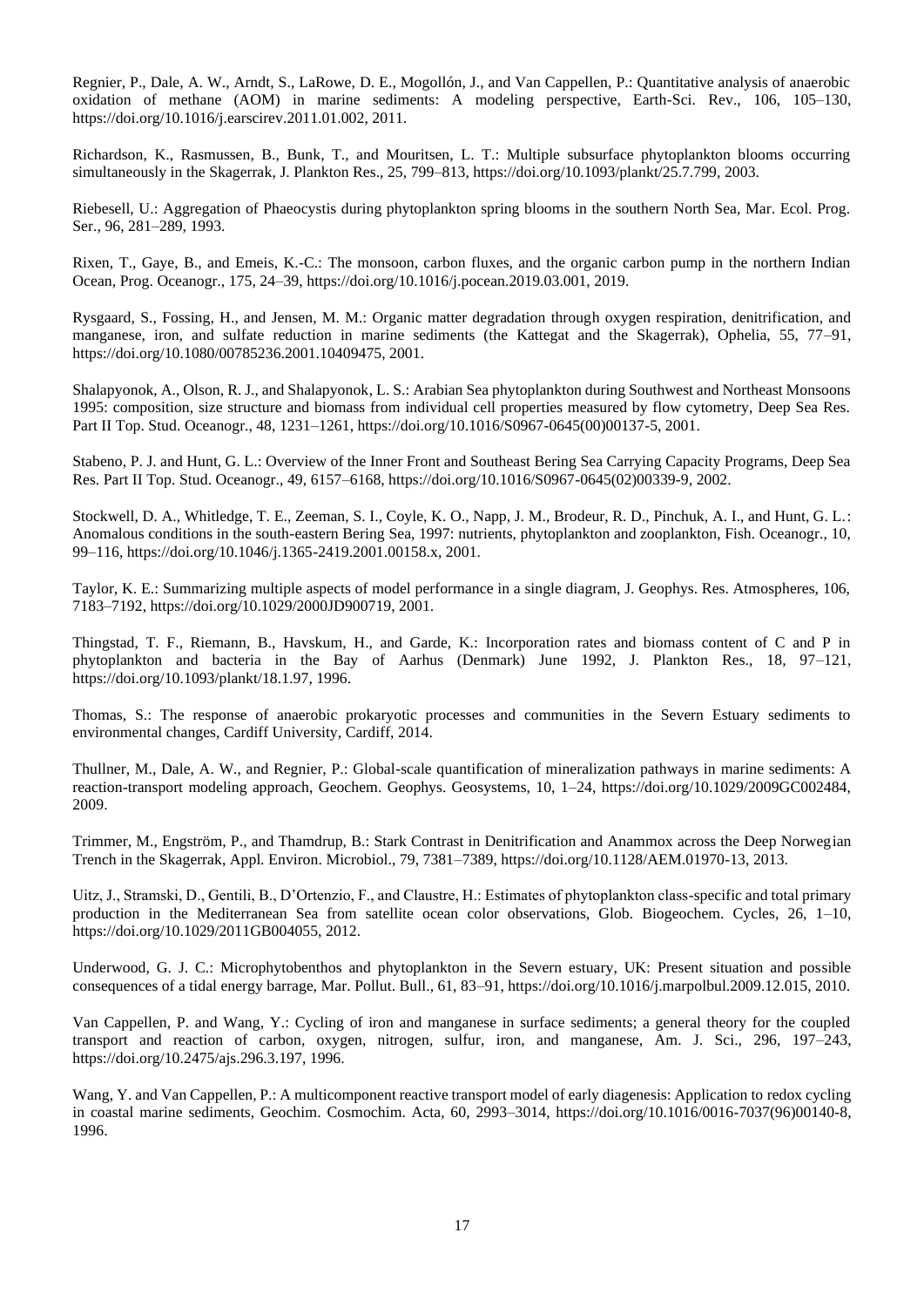Regnier, P., Dale, A. W., Arndt, S., LaRowe, D. E., Mogollón, J., and Van Cappellen, P.: Quantitative analysis of anaerobic oxidation of methane (AOM) in marine sediments: A modeling perspective, Earth-Sci. Rev., 106, 105–130, https://doi.org/10.1016/j.earscirev.2011.01.002, 2011.

Richardson, K., Rasmussen, B., Bunk, T., and Mouritsen, L. T.: Multiple subsurface phytoplankton blooms occurring simultaneously in the Skagerrak, J. Plankton Res., 25, 799–813, https://doi.org/10.1093/plankt/25.7.799, 2003.

Riebesell, U.: Aggregation of Phaeocystis during phytoplankton spring blooms in the southern North Sea, Mar. Ecol. Prog. Ser., 96, 281–289, 1993.

Rixen, T., Gaye, B., and Emeis, K.-C.: The monsoon, carbon fluxes, and the organic carbon pump in the northern Indian Ocean, Prog. Oceanogr., 175, 24–39, https://doi.org/10.1016/j.pocean.2019.03.001, 2019.

Rysgaard, S., Fossing, H., and Jensen, M. M.: Organic matter degradation through oxygen respiration, denitrification, and manganese, iron, and sulfate reduction in marine sediments (the Kattegat and the Skagerrak), Ophelia, 55, 77–91, https://doi.org/10.1080/00785236.2001.10409475, 2001.

Shalapyonok, A., Olson, R. J., and Shalapyonok, L. S.: Arabian Sea phytoplankton during Southwest and Northeast Monsoons 1995: composition, size structure and biomass from individual cell properties measured by flow cytometry, Deep Sea Res. Part II Top. Stud. Oceanogr., 48, 1231–1261, https://doi.org/10.1016/S0967-0645(00)00137-5, 2001.

Stabeno, P. J. and Hunt, G. L.: Overview of the Inner Front and Southeast Bering Sea Carrying Capacity Programs, Deep Sea Res. Part II Top. Stud. Oceanogr., 49, 6157–6168, https://doi.org/10.1016/S0967-0645(02)00339-9, 2002.

Stockwell, D. A., Whitledge, T. E., Zeeman, S. I., Coyle, K. O., Napp, J. M., Brodeur, R. D., Pinchuk, A. I., and Hunt, G. L.: Anomalous conditions in the south-eastern Bering Sea, 1997: nutrients, phytoplankton and zooplankton, Fish. Oceanogr., 10, 99–116, https://doi.org/10.1046/j.1365-2419.2001.00158.x, 2001.

Taylor, K. E.: Summarizing multiple aspects of model performance in a single diagram, J. Geophys. Res. Atmospheres, 106, 7183–7192, https://doi.org/10.1029/2000JD900719, 2001.

Thingstad, T. F., Riemann, B., Havskum, H., and Garde, K.: Incorporation rates and biomass content of C and P in phytoplankton and bacteria in the Bay of Aarhus (Denmark) June 1992, J. Plankton Res., 18, 97–121, https://doi.org/10.1093/plankt/18.1.97, 1996.

Thomas, S.: The response of anaerobic prokaryotic processes and communities in the Severn Estuary sediments to environmental changes, Cardiff University, Cardiff, 2014.

Thullner, M., Dale, A. W., and Regnier, P.: Global-scale quantification of mineralization pathways in marine sediments: A reaction-transport modeling approach, Geochem. Geophys. Geosystems, 10, 1–24, https://doi.org/10.1029/2009GC002484, 2009.

Trimmer, M., Engström, P., and Thamdrup, B.: Stark Contrast in Denitrification and Anammox across the Deep Norwegian Trench in the Skagerrak, Appl. Environ. Microbiol., 79, 7381–7389, https://doi.org/10.1128/AEM.01970-13, 2013.

Uitz, J., Stramski, D., Gentili, B., D'Ortenzio, F., and Claustre, H.: Estimates of phytoplankton class-specific and total primary production in the Mediterranean Sea from satellite ocean color observations, Glob. Biogeochem. Cycles, 26, 1–10, https://doi.org/10.1029/2011GB004055, 2012.

Underwood, G. J. C.: Microphytobenthos and phytoplankton in the Severn estuary, UK: Present situation and possible consequences of a tidal energy barrage, Mar. Pollut. Bull., 61, 83–91, https://doi.org/10.1016/j.marpolbul.2009.12.015, 2010.

Van Cappellen, P. and Wang, Y.: Cycling of iron and manganese in surface sediments; a general theory for the coupled transport and reaction of carbon, oxygen, nitrogen, sulfur, iron, and manganese, Am. J. Sci., 296, 197–243, https://doi.org/10.2475/ajs.296.3.197, 1996.

Wang, Y. and Van Cappellen, P.: A multicomponent reactive transport model of early diagenesis: Application to redox cycling in coastal marine sediments, Geochim. Cosmochim. Acta, 60, 2993–3014, https://doi.org/10.1016/0016-7037(96)00140-8, 1996.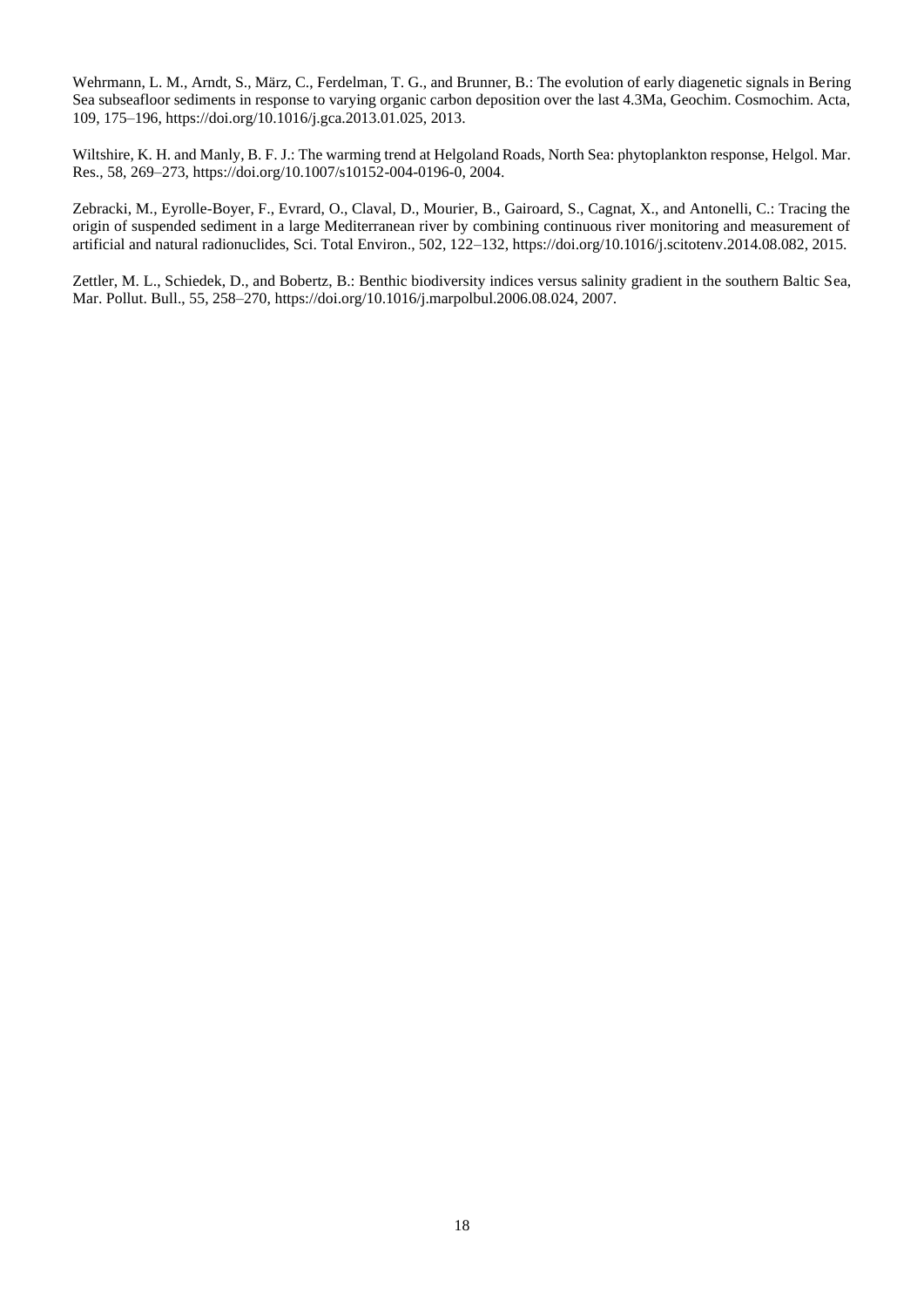Wehrmann, L. M., Arndt, S., März, C., Ferdelman, T. G., and Brunner, B.: The evolution of early diagenetic signals in Bering Sea subseafloor sediments in response to varying organic carbon deposition over the last 4.3Ma, Geochim. Cosmochim. Acta, 109, 175–196, https://doi.org/10.1016/j.gca.2013.01.025, 2013.

Wiltshire, K. H. and Manly, B. F. J.: The warming trend at Helgoland Roads, North Sea: phytoplankton response, Helgol. Mar. Res., 58, 269–273, https://doi.org/10.1007/s10152-004-0196-0, 2004.

Zebracki, M., Eyrolle-Boyer, F., Evrard, O., Claval, D., Mourier, B., Gairoard, S., Cagnat, X., and Antonelli, C.: Tracing the origin of suspended sediment in a large Mediterranean river by combining continuous river monitoring and measurement of artificial and natural radionuclides, Sci. Total Environ., 502, 122–132, https://doi.org/10.1016/j.scitotenv.2014.08.082, 2015.

Zettler, M. L., Schiedek, D., and Bobertz, B.: Benthic biodiversity indices versus salinity gradient in the southern Baltic Sea, Mar. Pollut. Bull., 55, 258–270, https://doi.org/10.1016/j.marpolbul.2006.08.024, 2007.